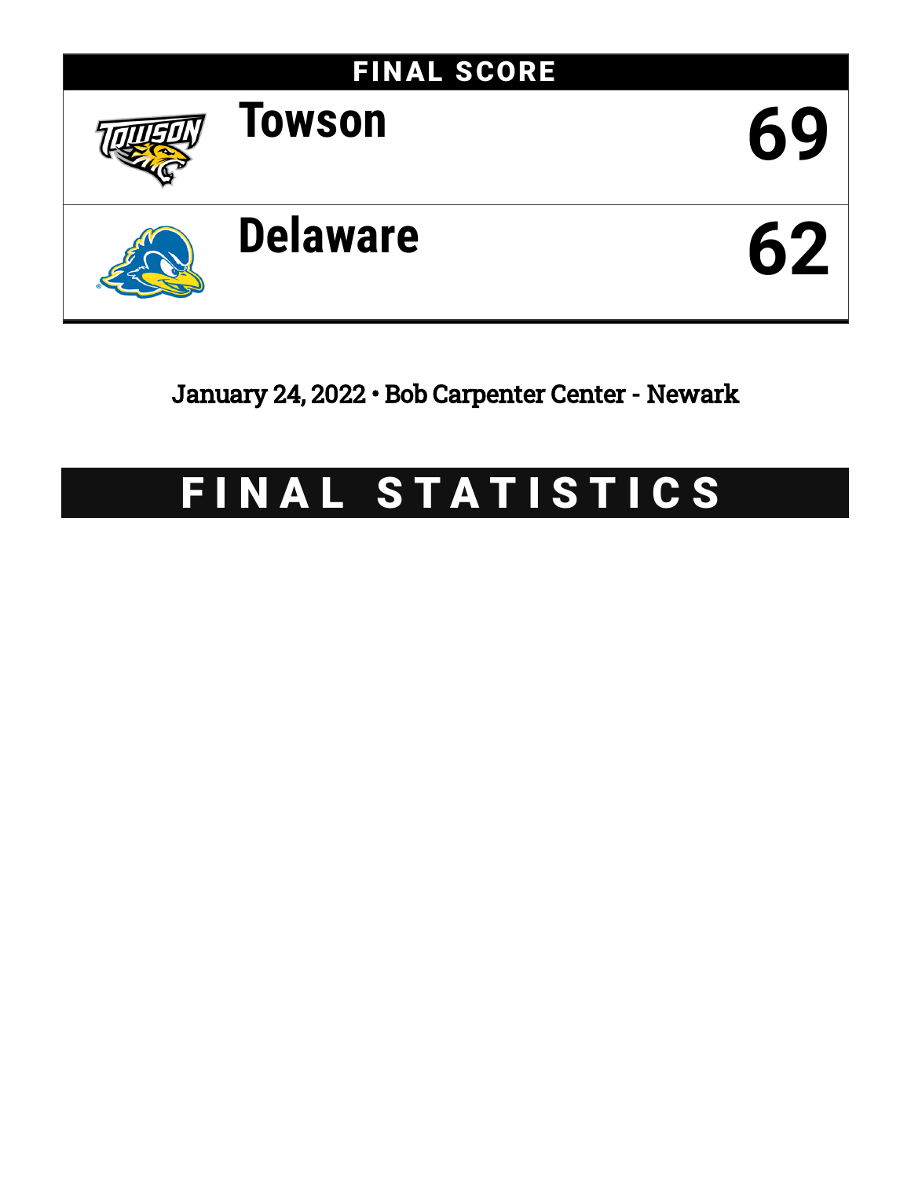## FINAL SCORE

| Team | Score |
| --- | --- |
| Towson | 69 |
| Delaware | 62 |

January 24, 2022 • Bob Carpenter Center - Newark

# FINAL STATISTICS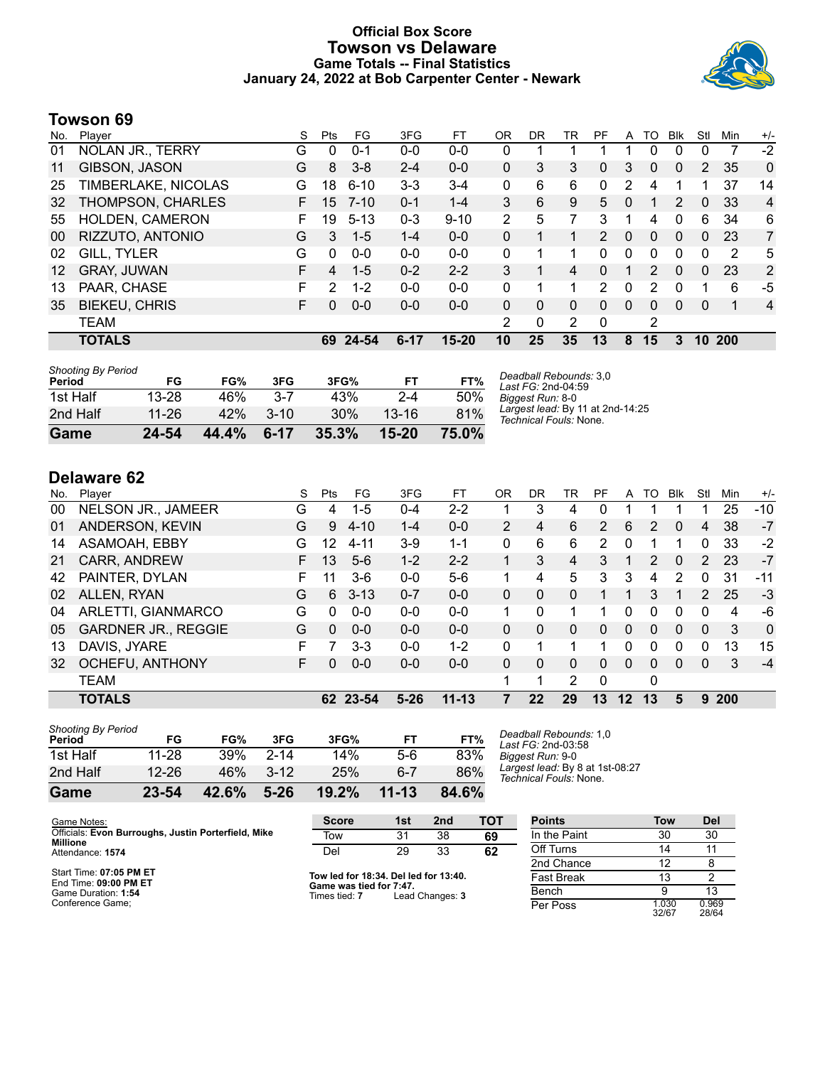# Official Box Score
## Towson vs Delaware
### Game Totals -- Final Statistics
### January 24, 2022 at Bob Carpenter Center - Newark

## Towson 69

| No. | Player | S | Pts | FG | 3FG | FT | OR | DR | TR | PF | A | TO | Blk | Stl | Min | +/- |
|---|---|---|---|---|---|---|---|---|---|---|---|---|---|---|---|---|
| 01 | NOLAN JR., TERRY | G | 0 | 0-1 | 0-0 | 0-0 | 0 | 1 | 1 | 1 | 1 | 0 | 0 | 0 | 7 | -2 |
| 11 | GIBSON, JASON | G | 8 | 3-8 | 2-4 | 0-0 | 0 | 3 | 3 | 0 | 3 | 0 | 0 | 2 | 35 | 0 |
| 25 | TIMBERLAKE, NICOLAS | G | 18 | 6-10 | 3-3 | 3-4 | 0 | 6 | 6 | 0 | 2 | 4 | 1 | 1 | 37 | 14 |
| 32 | THOMPSON, CHARLES | F | 15 | 7-10 | 0-1 | 1-4 | 3 | 6 | 9 | 5 | 0 | 1 | 2 | 0 | 33 | 4 |
| 55 | HOLDEN, CAMERON | F | 19 | 5-13 | 0-3 | 9-10 | 2 | 5 | 7 | 3 | 1 | 4 | 0 | 6 | 34 | 6 |
| 00 | RIZZUTO, ANTONIO | G | 3 | 1-5 | 1-4 | 0-0 | 0 | 1 | 1 | 2 | 0 | 0 | 0 | 0 | 23 | 7 |
| 02 | GILL, TYLER | G | 0 | 0-0 | 0-0 | 0-0 | 0 | 1 | 1 | 0 | 0 | 0 | 0 | 0 | 2 | 5 |
| 12 | GRAY, JUWAN | F | 4 | 1-5 | 0-2 | 2-2 | 3 | 1 | 4 | 0 | 1 | 2 | 0 | 0 | 23 | 2 |
| 13 | PAAR, CHASE | F | 2 | 1-2 | 0-0 | 0-0 | 0 | 1 | 1 | 2 | 0 | 2 | 0 | 1 | 6 | -5 |
| 35 | BIEKEU, CHRIS | F | 0 | 0-0 | 0-0 | 0-0 | 0 | 0 | 0 | 0 | 0 | 0 | 0 | 0 | 1 | 4 |
| | TEAM | | | | | | 2 | 0 | 2 | 0 | | 2 | | | | |
| | **TOTALS** | | **69** | **24-54** | **6-17** | **15-20** | **10** | **25** | **35** | **13** | **8** | **15** | **3** | **10** | **200** | |

| Shooting By Period Period | FG | FG% | 3FG | 3FG% | FT | FT% |
|---|---|---|---|---|---|---|
| 1st Half | 13-28 | 46% | 3-7 | 43% | 2-4 | 50% |
| 2nd Half | 11-26 | 42% | 3-10 | 30% | 13-16 | 81% |
| **Game** | **24-54** | **44.4%** | **6-17** | **35.3%** | **15-20** | **75.0%** |

*Deadball Rebounds:* 3,0
*Last FG:* 2nd-04:59
*Biggest Run:* 8-0
*Largest lead:* By 11 at 2nd-14:25
*Technical Fouls:* None.

## Delaware 62

| No. | Player | S | Pts | FG | 3FG | FT | OR | DR | TR | PF | A | TO | Blk | Stl | Min | +/- |
|---|---|---|---|---|---|---|---|---|---|---|---|---|---|---|---|---|
| 00 | NELSON JR., JAMEER | G | 4 | 1-5 | 0-4 | 2-2 | 1 | 3 | 4 | 0 | 1 | 1 | 1 | 1 | 25 | -10 |
| 01 | ANDERSON, KEVIN | G | 9 | 4-10 | 1-4 | 0-0 | 2 | 4 | 6 | 2 | 6 | 2 | 0 | 4 | 38 | -7 |
| 14 | ASAMOAH, EBBY | G | 12 | 4-11 | 3-9 | 1-1 | 0 | 6 | 6 | 2 | 0 | 1 | 1 | 0 | 33 | -2 |
| 21 | CARR, ANDREW | F | 13 | 5-6 | 1-2 | 2-2 | 1 | 3 | 4 | 3 | 1 | 2 | 0 | 2 | 23 | -7 |
| 42 | PAINTER, DYLAN | F | 11 | 3-6 | 0-0 | 5-6 | 1 | 4 | 5 | 3 | 3 | 4 | 2 | 0 | 31 | -11 |
| 02 | ALLEN, RYAN | G | 6 | 3-13 | 0-7 | 0-0 | 0 | 0 | 0 | 1 | 1 | 3 | 1 | 2 | 25 | -3 |
| 04 | ARLETTI, GIANMARCO | G | 0 | 0-0 | 0-0 | 0-0 | 1 | 0 | 1 | 1 | 0 | 0 | 0 | 0 | 4 | -6 |
| 05 | GARDNER JR., REGGIE | G | 0 | 0-0 | 0-0 | 0-0 | 0 | 0 | 0 | 0 | 0 | 0 | 0 | 0 | 3 | 0 |
| 13 | DAVIS, JYARE | F | 7 | 3-3 | 0-0 | 1-2 | 0 | 1 | 1 | 1 | 0 | 0 | 0 | 0 | 13 | 15 |
| 32 | OCHEFU, ANTHONY | F | 0 | 0-0 | 0-0 | 0-0 | 0 | 0 | 0 | 0 | 0 | 0 | 0 | 0 | 3 | -4 |
| | TEAM | | | | | | 1 | 1 | 2 | 0 | | 0 | | | | |
| | **TOTALS** | | **62** | **23-54** | **5-26** | **11-13** | **7** | **22** | **29** | **13** | **12** | **13** | **5** | **9** | **200** | |

| Shooting By Period Period | FG | FG% | 3FG | 3FG% | FT | FT% |
|---|---|---|---|---|---|---|
| 1st Half | 11-28 | 39% | 2-14 | 14% | 5-6 | 83% |
| 2nd Half | 12-26 | 46% | 3-12 | 25% | 6-7 | 86% |
| **Game** | **23-54** | **42.6%** | **5-26** | **19.2%** | **11-13** | **84.6%** |

*Deadball Rebounds:* 1,0
*Last FG:* 2nd-03:58
*Biggest Run:* 9-0
*Largest lead:* By 8 at 1st-08:27
*Technical Fouls:* None.

Game Notes:
Officials: **Evon Burroughs, Justin Porterfield, Mike Millione**
Attendance: **1574**

Start Time: **07:05 PM ET**
End Time: **09:00 PM ET**
Game Duration: **1:54**
Conference Game;

| Score | 1st | 2nd | TOT |
|---|---|---|---|
| Tow | 31 | 38 | **69** |
| Del | 29 | 33 | **62** |

**Tow led for 18:34. Del led for 13:40.**
**Game was tied for 7:47.**
Times tied: **7** Lead Changes: **3**

| Points | Tow | Del |
|---|---|---|
| In the Paint | 30 | 30 |
| Off Turns | 14 | 11 |
| 2nd Chance | 12 | 8 |
| Fast Break | 13 | 2 |
| Bench | 9 | 13 |
| Per Poss | 1.030 32/67 | 0.969 28/64 |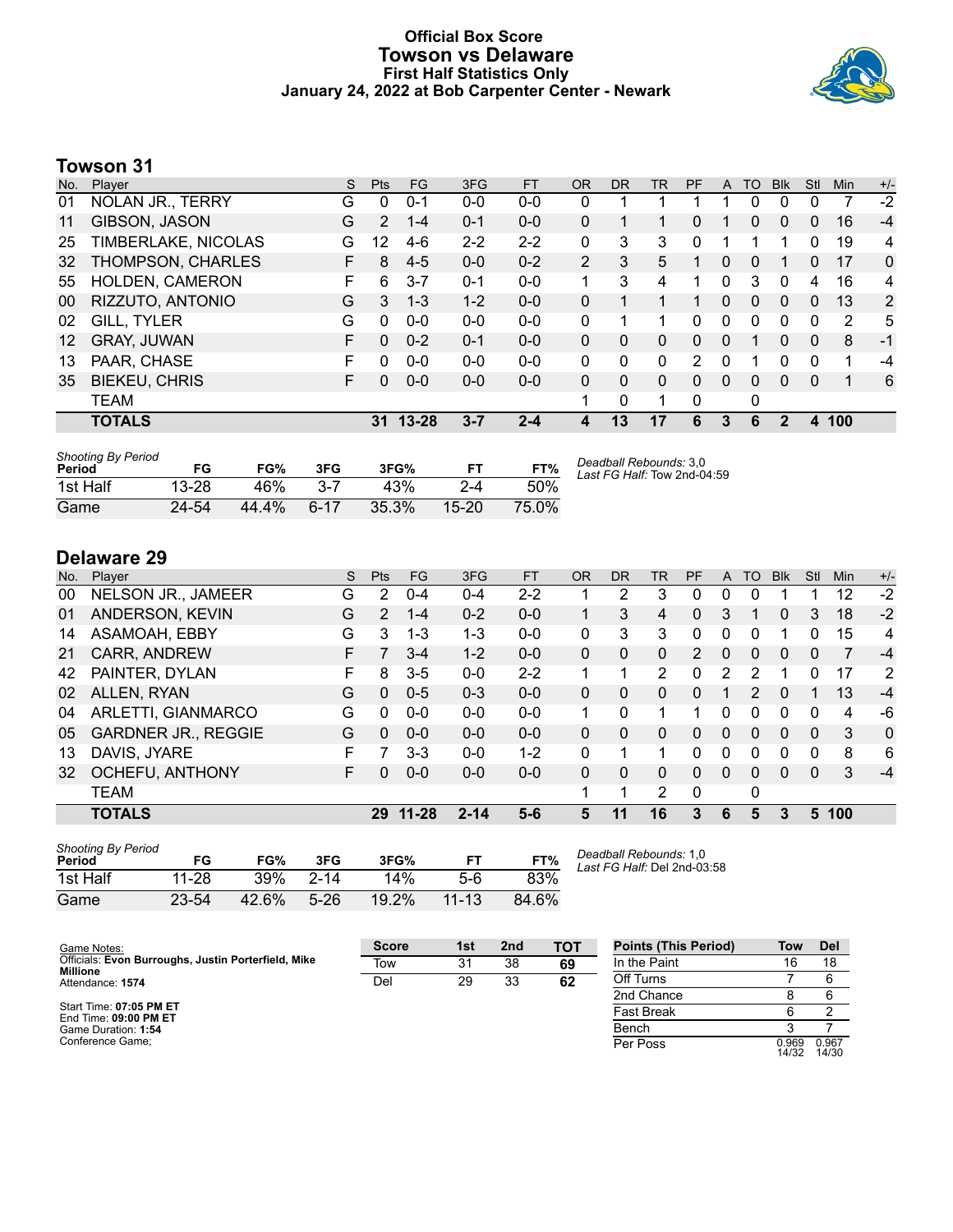# Official Box Score
## Towson vs Delaware
### First Half Statistics Only
### January 24, 2022 at Bob Carpenter Center - Newark

## Towson 31

| No. | Player | S | Pts | FG | 3FG | FT | OR | DR | TR | PF | A | TO | Blk | Stl | Min | +/- |
|---|---|---|---|---|---|---|---|---|---|---|---|---|---|---|---|---|
| 01 | NOLAN JR., TERRY | G | 0 | 0-1 | 0-0 | 0-0 | 0 | 1 | 1 | 1 | 1 | 0 | 0 | 0 | 7 | -2 |
| 11 | GIBSON, JASON | G | 2 | 1-4 | 0-1 | 0-0 | 0 | 1 | 1 | 0 | 1 | 0 | 0 | 0 | 16 | -4 |
| 25 | TIMBERLAKE, NICOLAS | G | 12 | 4-6 | 2-2 | 2-2 | 0 | 3 | 3 | 0 | 1 | 1 | 1 | 0 | 19 | 4 |
| 32 | THOMPSON, CHARLES | F | 8 | 4-5 | 0-0 | 0-2 | 2 | 3 | 5 | 1 | 0 | 0 | 1 | 0 | 17 | 0 |
| 55 | HOLDEN, CAMERON | F | 6 | 3-7 | 0-1 | 0-0 | 1 | 3 | 4 | 1 | 0 | 3 | 0 | 4 | 16 | 4 |
| 00 | RIZZUTO, ANTONIO | G | 3 | 1-3 | 1-2 | 0-0 | 0 | 1 | 1 | 1 | 0 | 0 | 0 | 0 | 13 | 2 |
| 02 | GILL, TYLER | G | 0 | 0-0 | 0-0 | 0-0 | 0 | 1 | 1 | 0 | 0 | 0 | 0 | 0 | 2 | 5 |
| 12 | GRAY, JUWAN | F | 0 | 0-2 | 0-1 | 0-0 | 0 | 0 | 0 | 0 | 0 | 1 | 0 | 0 | 8 | -1 |
| 13 | PAAR, CHASE | F | 0 | 0-0 | 0-0 | 0-0 | 0 | 0 | 0 | 2 | 0 | 1 | 0 | 0 | 1 | -4 |
| 35 | BIEKEU, CHRIS | F | 0 | 0-0 | 0-0 | 0-0 | 0 | 0 | 0 | 0 | 0 | 0 | 0 | 0 | 1 | 6 |
| | TEAM | | | | | | 1 | 0 | 1 | 0 | | 0 | | | | |
| | **TOTALS** | | **31** | **13-28** | **3-7** | **2-4** | **4** | **13** | **17** | **6** | **3** | **6** | **2** | **4** | **100** | |

| Shooting By Period Period | FG | FG% | 3FG | 3FG% | FT | FT% |
|---|---|---|---|---|---|---|
| 1st Half | 13-28 | 46% | 3-7 | 43% | 2-4 | 50% |
| Game | 24-54 | 44.4% | 6-17 | 35.3% | 15-20 | 75.0% |

*Deadball Rebounds:* 3,0
*Last FG Half:* Tow 2nd-04:59

## Delaware 29

| No. | Player | S | Pts | FG | 3FG | FT | OR | DR | TR | PF | A | TO | Blk | Stl | Min | +/- |
|---|---|---|---|---|---|---|---|---|---|---|---|---|---|---|---|---|
| 00 | NELSON JR., JAMEER | G | 2 | 0-4 | 0-4 | 2-2 | 1 | 2 | 3 | 0 | 0 | 0 | 1 | 1 | 12 | -2 |
| 01 | ANDERSON, KEVIN | G | 2 | 1-4 | 0-2 | 0-0 | 1 | 3 | 4 | 0 | 3 | 1 | 0 | 3 | 18 | -2 |
| 14 | ASAMOAH, EBBY | G | 3 | 1-3 | 1-3 | 0-0 | 0 | 3 | 3 | 0 | 0 | 0 | 1 | 0 | 15 | 4 |
| 21 | CARR, ANDREW | F | 7 | 3-4 | 1-2 | 0-0 | 0 | 0 | 0 | 2 | 0 | 0 | 0 | 0 | 7 | -4 |
| 42 | PAINTER, DYLAN | F | 8 | 3-5 | 0-0 | 2-2 | 1 | 1 | 2 | 0 | 2 | 2 | 1 | 0 | 17 | 2 |
| 02 | ALLEN, RYAN | G | 0 | 0-5 | 0-3 | 0-0 | 0 | 0 | 0 | 0 | 1 | 2 | 0 | 1 | 13 | -4 |
| 04 | ARLETTI, GIANMARCO | G | 0 | 0-0 | 0-0 | 0-0 | 1 | 0 | 1 | 1 | 0 | 0 | 0 | 0 | 4 | -6 |
| 05 | GARDNER JR., REGGIE | G | 0 | 0-0 | 0-0 | 0-0 | 0 | 0 | 0 | 0 | 0 | 0 | 0 | 0 | 3 | 0 |
| 13 | DAVIS, JYARE | F | 7 | 3-3 | 0-0 | 1-2 | 0 | 1 | 1 | 0 | 0 | 0 | 0 | 0 | 8 | 6 |
| 32 | OCHEFU, ANTHONY | F | 0 | 0-0 | 0-0 | 0-0 | 0 | 0 | 0 | 0 | 0 | 0 | 0 | 0 | 3 | -4 |
| | TEAM | | | | | | 1 | 1 | 2 | 0 | | 0 | | | | |
| | **TOTALS** | | **29** | **11-28** | **2-14** | **5-6** | **5** | **11** | **16** | **3** | **6** | **5** | **3** | **5** | **100** | |

| Shooting By Period Period | FG | FG% | 3FG | 3FG% | FT | FT% |
|---|---|---|---|---|---|---|
| 1st Half | 11-28 | 39% | 2-14 | 14% | 5-6 | 83% |
| Game | 23-54 | 42.6% | 5-26 | 19.2% | 11-13 | 84.6% |

*Deadball Rebounds:* 1,0
*Last FG Half:* Del 2nd-03:58

Game Notes:
Officials: **Evon Burroughs, Justin Porterfield, Mike Millione**
Attendance: **1574**

Start Time: **07:05 PM ET**
End Time: **09:00 PM ET**
Game Duration: **1:54**
Conference Game;

| Score | 1st | 2nd | TOT |
|---|---|---|---|
| Tow | 31 | 38 | **69** |
| Del | 29 | 33 | **62** |

| Points (This Period) | Tow | Del |
|---|---|---|
| In the Paint | 16 | 18 |
| Off Turns | 7 | 6 |
| 2nd Chance | 8 | 6 |
| Fast Break | 6 | 2 |
| Bench | 3 | 7 |
| Per Poss | 0.969 14/32 | 0.967 14/30 |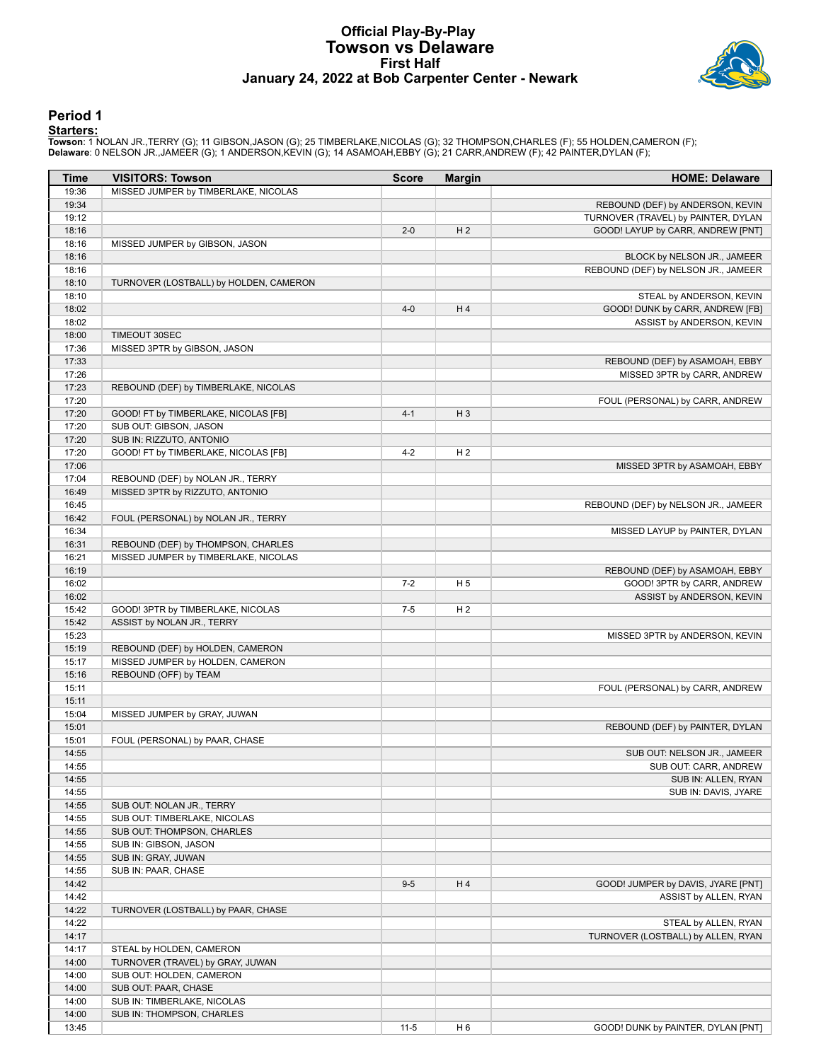# Official Play-By-Play
## Towson vs Delaware
### First Half
### January 24, 2022 at Bob Carpenter Center - Newark

## Period 1

**Starters:**

**Towson**: 1 NOLAN JR.,TERRY (G); 11 GIBSON,JASON (G); 25 TIMBERLAKE,NICOLAS (G); 32 THOMPSON,CHARLES (F); 55 HOLDEN,CAMERON (F);
**Delaware**: 0 NELSON JR.,JAMEER (G); 1 ANDERSON,KEVIN (G); 14 ASAMOAH,EBBY (G); 21 CARR,ANDREW (F); 42 PAINTER,DYLAN (F);

| Time | VISITORS: Towson | Score | Margin | HOME: Delaware |
|---|---|---|---|---|
| 19:36 | MISSED JUMPER by TIMBERLAKE, NICOLAS | | | |
| 19:34 | | | | REBOUND (DEF) by ANDERSON, KEVIN |
| 19:12 | | | | TURNOVER (TRAVEL) by PAINTER, DYLAN |
| 18:16 | | 2-0 | H 2 | GOOD! LAYUP by CARR, ANDREW [PNT] |
| 18:16 | MISSED JUMPER by GIBSON, JASON | | | |
| 18:16 | | | | BLOCK by NELSON JR., JAMEER |
| 18:16 | | | | REBOUND (DEF) by NELSON JR., JAMEER |
| 18:10 | TURNOVER (LOSTBALL) by HOLDEN, CAMERON | | | |
| 18:10 | | | | STEAL by ANDERSON, KEVIN |
| 18:02 | | 4-0 | H 4 | GOOD! DUNK by CARR, ANDREW [FB] |
| 18:02 | | | | ASSIST by ANDERSON, KEVIN |
| 18:00 | TIMEOUT 30SEC | | | |
| 17:36 | MISSED 3PTR by GIBSON, JASON | | | |
| 17:33 | | | | REBOUND (DEF) by ASAMOAH, EBBY |
| 17:26 | | | | MISSED 3PTR by CARR, ANDREW |
| 17:23 | REBOUND (DEF) by TIMBERLAKE, NICOLAS | | | |
| 17:20 | | | | FOUL (PERSONAL) by CARR, ANDREW |
| 17:20 | GOOD! FT by TIMBERLAKE, NICOLAS [FB] | 4-1 | H 3 | |
| 17:20 | SUB OUT: GIBSON, JASON | | | |
| 17:20 | SUB IN: RIZZUTO, ANTONIO | | | |
| 17:20 | GOOD! FT by TIMBERLAKE, NICOLAS [FB] | 4-2 | H 2 | |
| 17:06 | | | | MISSED 3PTR by ASAMOAH, EBBY |
| 17:04 | REBOUND (DEF) by NOLAN JR., TERRY | | | |
| 16:49 | MISSED 3PTR by RIZZUTO, ANTONIO | | | |
| 16:45 | | | | REBOUND (DEF) by NELSON JR., JAMEER |
| 16:42 | FOUL (PERSONAL) by NOLAN JR., TERRY | | | |
| 16:34 | | | | MISSED LAYUP by PAINTER, DYLAN |
| 16:31 | REBOUND (DEF) by THOMPSON, CHARLES | | | |
| 16:21 | MISSED JUMPER by TIMBERLAKE, NICOLAS | | | |
| 16:19 | | | | REBOUND (DEF) by ASAMOAH, EBBY |
| 16:02 | | 7-2 | H 5 | GOOD! 3PTR by CARR, ANDREW |
| 16:02 | | | | ASSIST by ANDERSON, KEVIN |
| 15:42 | GOOD! 3PTR by TIMBERLAKE, NICOLAS | 7-5 | H 2 | |
| 15:42 | ASSIST by NOLAN JR., TERRY | | | |
| 15:23 | | | | MISSED 3PTR by ANDERSON, KEVIN |
| 15:19 | REBOUND (DEF) by HOLDEN, CAMERON | | | |
| 15:17 | MISSED JUMPER by HOLDEN, CAMERON | | | |
| 15:16 | REBOUND (OFF) by TEAM | | | |
| 15:11 | | | | FOUL (PERSONAL) by CARR, ANDREW |
| 15:11 | | | | |
| 15:04 | MISSED JUMPER by GRAY, JUWAN | | | |
| 15:01 | | | | REBOUND (DEF) by PAINTER, DYLAN |
| 15:01 | FOUL (PERSONAL) by PAAR, CHASE | | | |
| 14:55 | | | | SUB OUT: NELSON JR., JAMEER |
| 14:55 | | | | SUB OUT: CARR, ANDREW |
| 14:55 | | | | SUB IN: ALLEN, RYAN |
| 14:55 | | | | SUB IN: DAVIS, JYARE |
| 14:55 | SUB OUT: NOLAN JR., TERRY | | | |
| 14:55 | SUB OUT: TIMBERLAKE, NICOLAS | | | |
| 14:55 | SUB OUT: THOMPSON, CHARLES | | | |
| 14:55 | SUB IN: GIBSON, JASON | | | |
| 14:55 | SUB IN: GRAY, JUWAN | | | |
| 14:55 | SUB IN: PAAR, CHASE | | | |
| 14:42 | | 9-5 | H 4 | GOOD! JUMPER by DAVIS, JYARE [PNT] |
| 14:42 | | | | ASSIST by ALLEN, RYAN |
| 14:22 | TURNOVER (LOSTBALL) by PAAR, CHASE | | | |
| 14:22 | | | | STEAL by ALLEN, RYAN |
| 14:17 | | | | TURNOVER (LOSTBALL) by ALLEN, RYAN |
| 14:17 | STEAL by HOLDEN, CAMERON | | | |
| 14:00 | TURNOVER (TRAVEL) by GRAY, JUWAN | | | |
| 14:00 | SUB OUT: HOLDEN, CAMERON | | | |
| 14:00 | SUB OUT: PAAR, CHASE | | | |
| 14:00 | SUB IN: TIMBERLAKE, NICOLAS | | | |
| 14:00 | SUB IN: THOMPSON, CHARLES | | | |
| 13:45 | | 11-5 | H 6 | GOOD! DUNK by PAINTER, DYLAN [PNT] |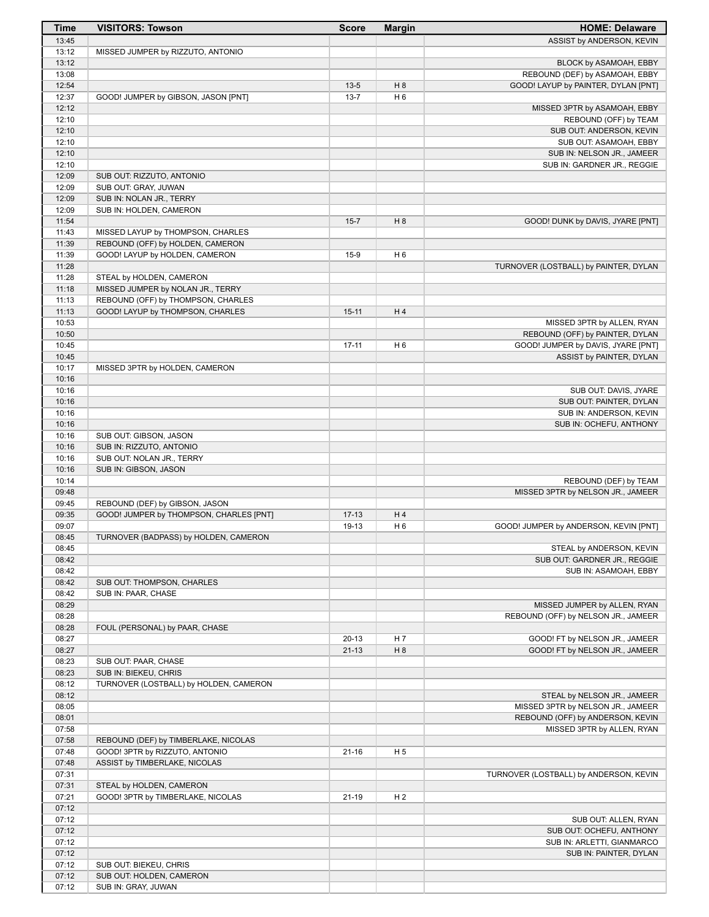| Time | VISITORS: Towson | Score | Margin | HOME: Delaware |
|---|---|---|---|---|
| 13:45 | | | | ASSIST by ANDERSON, KEVIN |
| 13:12 | MISSED JUMPER by RIZZUTO, ANTONIO | | | |
| 13:12 | | | | BLOCK by ASAMOAH, EBBY |
| 13:08 | | | | REBOUND (DEF) by ASAMOAH, EBBY |
| 12:54 | | 13-5 | H 8 | GOOD! LAYUP by PAINTER, DYLAN [PNT] |
| 12:37 | GOOD! JUMPER by GIBSON, JASON [PNT] | 13-7 | H 6 | |
| 12:12 | | | | MISSED 3PTR by ASAMOAH, EBBY |
| 12:10 | | | | REBOUND (OFF) by TEAM |
| 12:10 | | | | SUB OUT: ANDERSON, KEVIN |
| 12:10 | | | | SUB OUT: ASAMOAH, EBBY |
| 12:10 | | | | SUB IN: NELSON JR., JAMEER |
| 12:10 | | | | SUB IN: GARDNER JR., REGGIE |
| 12:09 | SUB OUT: RIZZUTO, ANTONIO | | | |
| 12:09 | SUB OUT: GRAY, JUWAN | | | |
| 12:09 | SUB IN: NOLAN JR., TERRY | | | |
| 12:09 | SUB IN: HOLDEN, CAMERON | | | |
| 11:54 | | 15-7 | H 8 | GOOD! DUNK by DAVIS, JYARE [PNT] |
| 11:43 | MISSED LAYUP by THOMPSON, CHARLES | | | |
| 11:39 | REBOUND (OFF) by HOLDEN, CAMERON | | | |
| 11:39 | GOOD! LAYUP by HOLDEN, CAMERON | 15-9 | H 6 | |
| 11:28 | | | | TURNOVER (LOSTBALL) by PAINTER, DYLAN |
| 11:28 | STEAL by HOLDEN, CAMERON | | | |
| 11:18 | MISSED JUMPER by NOLAN JR., TERRY | | | |
| 11:13 | REBOUND (OFF) by THOMPSON, CHARLES | | | |
| 11:13 | GOOD! LAYUP by THOMPSON, CHARLES | 15-11 | H 4 | |
| 10:53 | | | | MISSED 3PTR by ALLEN, RYAN |
| 10:50 | | | | REBOUND (OFF) by PAINTER, DYLAN |
| 10:45 | | 17-11 | H 6 | GOOD! JUMPER by DAVIS, JYARE [PNT] |
| 10:45 | | | | ASSIST by PAINTER, DYLAN |
| 10:17 | MISSED 3PTR by HOLDEN, CAMERON | | | |
| 10:16 | | | | |
| 10:16 | | | | SUB OUT: DAVIS, JYARE |
| 10:16 | | | | SUB OUT: PAINTER, DYLAN |
| 10:16 | | | | SUB IN: ANDERSON, KEVIN |
| 10:16 | | | | SUB IN: OCHEFU, ANTHONY |
| 10:16 | SUB OUT: GIBSON, JASON | | | |
| 10:16 | SUB IN: RIZZUTO, ANTONIO | | | |
| 10:16 | SUB OUT: NOLAN JR., TERRY | | | |
| 10:16 | SUB IN: GIBSON, JASON | | | |
| 10:14 | | | | REBOUND (DEF) by TEAM |
| 09:48 | | | | MISSED 3PTR by NELSON JR., JAMEER |
| 09:45 | REBOUND (DEF) by GIBSON, JASON | | | |
| 09:35 | GOOD! JUMPER by THOMPSON, CHARLES [PNT] | 17-13 | H 4 | |
| 09:07 | | 19-13 | H 6 | GOOD! JUMPER by ANDERSON, KEVIN [PNT] |
| 08:45 | TURNOVER (BADPASS) by HOLDEN, CAMERON | | | |
| 08:45 | | | | STEAL by ANDERSON, KEVIN |
| 08:42 | | | | SUB OUT: GARDNER JR., REGGIE |
| 08:42 | | | | SUB IN: ASAMOAH, EBBY |
| 08:42 | SUB OUT: THOMPSON, CHARLES | | | |
| 08:42 | SUB IN: PAAR, CHASE | | | |
| 08:29 | | | | MISSED JUMPER by ALLEN, RYAN |
| 08:28 | | | | REBOUND (OFF) by NELSON JR., JAMEER |
| 08:28 | FOUL (PERSONAL) by PAAR, CHASE | | | |
| 08:27 | | 20-13 | H 7 | GOOD! FT by NELSON JR., JAMEER |
| 08:27 | | 21-13 | H 8 | GOOD! FT by NELSON JR., JAMEER |
| 08:23 | SUB OUT: PAAR, CHASE | | | |
| 08:23 | SUB IN: BIEKEU, CHRIS | | | |
| 08:12 | TURNOVER (LOSTBALL) by HOLDEN, CAMERON | | | |
| 08:12 | | | | STEAL by NELSON JR., JAMEER |
| 08:05 | | | | MISSED 3PTR by NELSON JR., JAMEER |
| 08:01 | | | | REBOUND (OFF) by ANDERSON, KEVIN |
| 07:58 | | | | MISSED 3PTR by ALLEN, RYAN |
| 07:58 | REBOUND (DEF) by TIMBERLAKE, NICOLAS | | | |
| 07:48 | GOOD! 3PTR by RIZZUTO, ANTONIO | 21-16 | H 5 | |
| 07:48 | ASSIST by TIMBERLAKE, NICOLAS | | | |
| 07:31 | | | | TURNOVER (LOSTBALL) by ANDERSON, KEVIN |
| 07:31 | STEAL by HOLDEN, CAMERON | | | |
| 07:21 | GOOD! 3PTR by TIMBERLAKE, NICOLAS | 21-19 | H 2 | |
| 07:12 | | | | |
| 07:12 | | | | SUB OUT: ALLEN, RYAN |
| 07:12 | | | | SUB OUT: OCHEFU, ANTHONY |
| 07:12 | | | | SUB IN: ARLETTI, GIANMARCO |
| 07:12 | | | | SUB IN: PAINTER, DYLAN |
| 07:12 | SUB OUT: BIEKEU, CHRIS | | | |
| 07:12 | SUB OUT: HOLDEN, CAMERON | | | |
| 07:12 | SUB IN: GRAY, JUWAN | | | |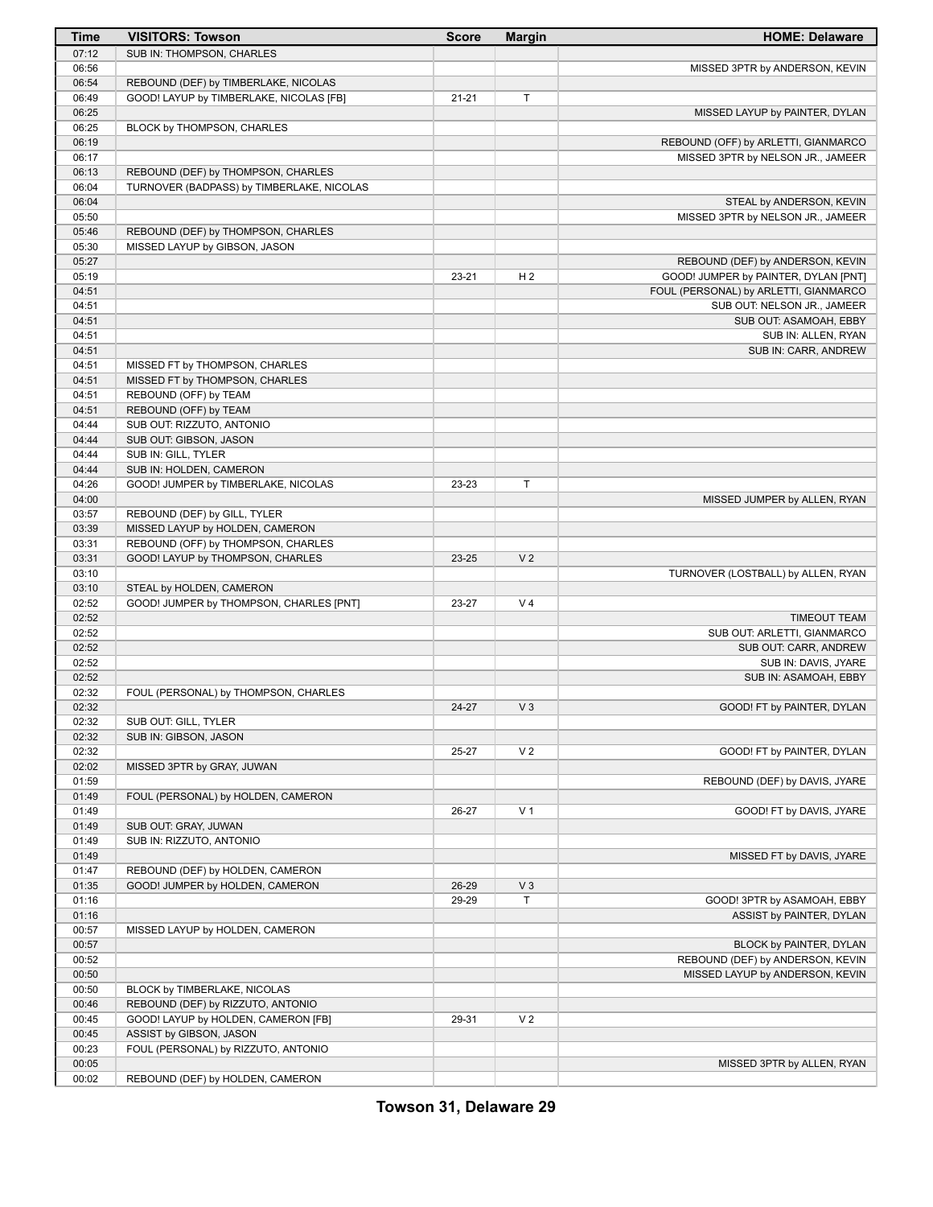| Time | VISITORS: Towson | Score | Margin | HOME: Delaware |
|---|---|---|---|---|
| 07:12 | SUB IN: THOMPSON, CHARLES | | | |
| 06:56 | | | | MISSED 3PTR by ANDERSON, KEVIN |
| 06:54 | REBOUND (DEF) by TIMBERLAKE, NICOLAS | | | |
| 06:49 | GOOD! LAYUP by TIMBERLAKE, NICOLAS [FB] | 21-21 | T | |
| 06:25 | | | | MISSED LAYUP by PAINTER, DYLAN |
| 06:25 | BLOCK by THOMPSON, CHARLES | | | |
| 06:19 | | | | REBOUND (OFF) by ARLETTI, GIANMARCO |
| 06:17 | | | | MISSED 3PTR by NELSON JR., JAMEER |
| 06:13 | REBOUND (DEF) by THOMPSON, CHARLES | | | |
| 06:04 | TURNOVER (BADPASS) by TIMBERLAKE, NICOLAS | | | |
| 06:04 | | | | STEAL by ANDERSON, KEVIN |
| 05:50 | | | | MISSED 3PTR by NELSON JR., JAMEER |
| 05:46 | REBOUND (DEF) by THOMPSON, CHARLES | | | |
| 05:30 | MISSED LAYUP by GIBSON, JASON | | | |
| 05:27 | | | | REBOUND (DEF) by ANDERSON, KEVIN |
| 05:19 | | 23-21 | H 2 | GOOD! JUMPER by PAINTER, DYLAN [PNT] |
| 04:51 | | | | FOUL (PERSONAL) by ARLETTI, GIANMARCO |
| 04:51 | | | | SUB OUT: NELSON JR., JAMEER |
| 04:51 | | | | SUB OUT: ASAMOAH, EBBY |
| 04:51 | | | | SUB IN: ALLEN, RYAN |
| 04:51 | | | | SUB IN: CARR, ANDREW |
| 04:51 | MISSED FT by THOMPSON, CHARLES | | | |
| 04:51 | MISSED FT by THOMPSON, CHARLES | | | |
| 04:51 | REBOUND (OFF) by TEAM | | | |
| 04:51 | REBOUND (OFF) by TEAM | | | |
| 04:44 | SUB OUT: RIZZUTO, ANTONIO | | | |
| 04:44 | SUB OUT: GIBSON, JASON | | | |
| 04:44 | SUB IN: GILL, TYLER | | | |
| 04:44 | SUB IN: HOLDEN, CAMERON | | | |
| 04:26 | GOOD! JUMPER by TIMBERLAKE, NICOLAS | 23-23 | T | |
| 04:00 | | | | MISSED JUMPER by ALLEN, RYAN |
| 03:57 | REBOUND (DEF) by GILL, TYLER | | | |
| 03:39 | MISSED LAYUP by HOLDEN, CAMERON | | | |
| 03:31 | REBOUND (OFF) by THOMPSON, CHARLES | | | |
| 03:31 | GOOD! LAYUP by THOMPSON, CHARLES | 23-25 | V 2 | |
| 03:10 | | | | TURNOVER (LOSTBALL) by ALLEN, RYAN |
| 03:10 | STEAL by HOLDEN, CAMERON | | | |
| 02:52 | GOOD! JUMPER by THOMPSON, CHARLES [PNT] | 23-27 | V 4 | |
| 02:52 | | | | TIMEOUT TEAM |
| 02:52 | | | | SUB OUT: ARLETTI, GIANMARCO |
| 02:52 | | | | SUB OUT: CARR, ANDREW |
| 02:52 | | | | SUB IN: DAVIS, JYARE |
| 02:52 | | | | SUB IN: ASAMOAH, EBBY |
| 02:32 | FOUL (PERSONAL) by THOMPSON, CHARLES | | | |
| 02:32 | | 24-27 | V 3 | GOOD! FT by PAINTER, DYLAN |
| 02:32 | SUB OUT: GILL, TYLER | | | |
| 02:32 | SUB IN: GIBSON, JASON | | | |
| 02:32 | | 25-27 | V 2 | GOOD! FT by PAINTER, DYLAN |
| 02:02 | MISSED 3PTR by GRAY, JUWAN | | | |
| 01:59 | | | | REBOUND (DEF) by DAVIS, JYARE |
| 01:49 | FOUL (PERSONAL) by HOLDEN, CAMERON | | | |
| 01:49 | | 26-27 | V 1 | GOOD! FT by DAVIS, JYARE |
| 01:49 | SUB OUT: GRAY, JUWAN | | | |
| 01:49 | SUB IN: RIZZUTO, ANTONIO | | | |
| 01:49 | | | | MISSED FT by DAVIS, JYARE |
| 01:47 | REBOUND (DEF) by HOLDEN, CAMERON | | | |
| 01:35 | GOOD! JUMPER by HOLDEN, CAMERON | 26-29 | V 3 | |
| 01:16 | | 29-29 | T | GOOD! 3PTR by ASAMOAH, EBBY |
| 01:16 | | | | ASSIST by PAINTER, DYLAN |
| 00:57 | MISSED LAYUP by HOLDEN, CAMERON | | | |
| 00:57 | | | | BLOCK by PAINTER, DYLAN |
| 00:52 | | | | REBOUND (DEF) by ANDERSON, KEVIN |
| 00:50 | | | | MISSED LAYUP by ANDERSON, KEVIN |
| 00:50 | BLOCK by TIMBERLAKE, NICOLAS | | | |
| 00:46 | REBOUND (DEF) by RIZZUTO, ANTONIO | | | |
| 00:45 | GOOD! LAYUP by HOLDEN, CAMERON [FB] | 29-31 | V 2 | |
| 00:45 | ASSIST by GIBSON, JASON | | | |
| 00:23 | FOUL (PERSONAL) by RIZZUTO, ANTONIO | | | |
| 00:05 | | | | MISSED 3PTR by ALLEN, RYAN |
| 00:02 | REBOUND (DEF) by HOLDEN, CAMERON | | | |

**Towson 31, Delaware 29**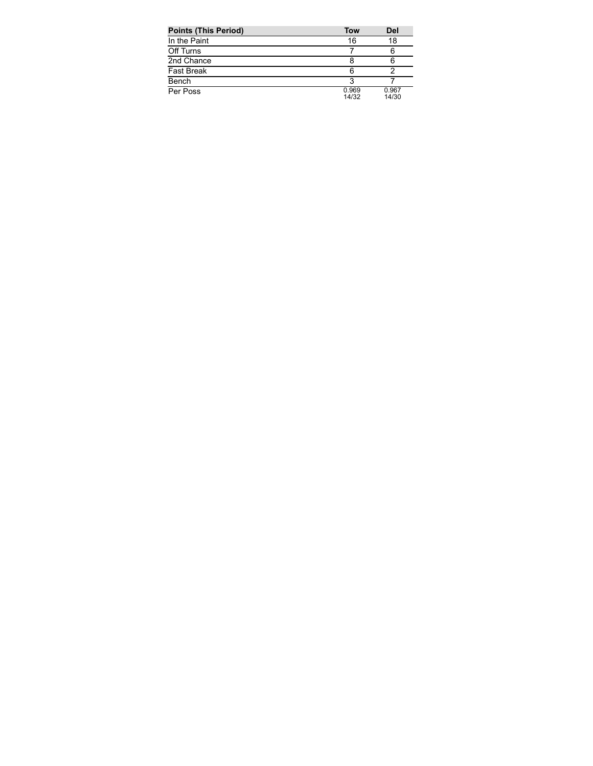| Points (This Period) | Tow | Del |
| --- | --- | --- |
| In the Paint | 16 | 18 |
| Off Turns | 7 | 6 |
| 2nd Chance | 8 | 6 |
| Fast Break | 6 | 2 |
| Bench | 3 | 7 |
| Per Poss | 0.969 14/32 | 0.967 14/30 |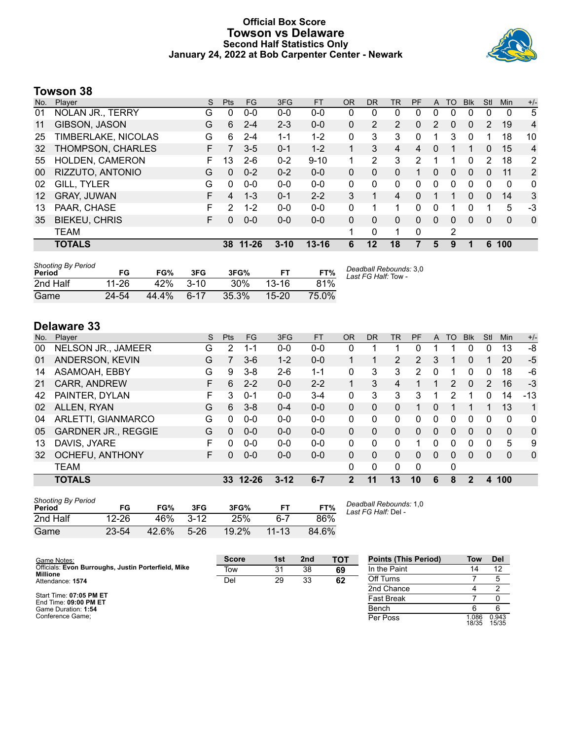# Official Box Score
# Towson vs Delaware
### Second Half Statistics Only
### January 24, 2022 at Bob Carpenter Center - Newark

## Towson 38

| No. | Player | S | Pts | FG | 3FG | FT | OR | DR | TR | PF | A | TO | Blk | Stl | Min | +/- |
|---|---|---|---|---|---|---|---|---|---|---|---|---|---|---|---|---|
| 01 | NOLAN JR., TERRY | G | 0 | 0-0 | 0-0 | 0-0 | 0 | 0 | 0 | 0 | 0 | 0 | 0 | 0 | 0 | 5 |
| 11 | GIBSON, JASON | G | 6 | 2-4 | 2-3 | 0-0 | 0 | 2 | 2 | 0 | 2 | 0 | 0 | 2 | 19 | 4 |
| 25 | TIMBERLAKE, NICOLAS | G | 6 | 2-4 | 1-1 | 1-2 | 0 | 3 | 3 | 0 | 1 | 3 | 0 | 1 | 18 | 10 |
| 32 | THOMPSON, CHARLES | F | 7 | 3-5 | 0-1 | 1-2 | 1 | 3 | 4 | 4 | 0 | 1 | 1 | 0 | 15 | 4 |
| 55 | HOLDEN, CAMERON | F | 13 | 2-6 | 0-2 | 9-10 | 1 | 2 | 3 | 2 | 1 | 1 | 0 | 2 | 18 | 2 |
| 00 | RIZZUTO, ANTONIO | G | 0 | 0-2 | 0-2 | 0-0 | 0 | 0 | 0 | 1 | 0 | 0 | 0 | 0 | 11 | 2 |
| 02 | GILL, TYLER | G | 0 | 0-0 | 0-0 | 0-0 | 0 | 0 | 0 | 0 | 0 | 0 | 0 | 0 | 0 | 0 |
| 12 | GRAY, JUWAN | F | 4 | 1-3 | 0-1 | 2-2 | 3 | 1 | 4 | 0 | 1 | 1 | 0 | 0 | 14 | 3 |
| 13 | PAAR, CHASE | F | 2 | 1-2 | 0-0 | 0-0 | 0 | 1 | 1 | 0 | 0 | 1 | 0 | 1 | 5 | -3 |
| 35 | BIEKEU, CHRIS | F | 0 | 0-0 | 0-0 | 0-0 | 0 | 0 | 0 | 0 | 0 | 0 | 0 | 0 | 0 | 0 |
| | TEAM | | | | | | 1 | 0 | 1 | 0 | | 2 | | | | |
| | **TOTALS** | | **38** | **11-26** | **3-10** | **13-16** | **6** | **12** | **18** | **7** | **5** | **9** | **1** | **6** | **100** | |

| Shooting By Period Period | FG | FG% | 3FG | 3FG% | FT | FT% |
|---|---|---|---|---|---|---|
| 2nd Half | 11-26 | 42% | 3-10 | 30% | 13-16 | 81% |
| Game | 24-54 | 44.4% | 6-17 | 35.3% | 15-20 | 75.0% |

*Deadball Rebounds:* 3,0
*Last FG Half:* Tow -

## Delaware 33

| No. | Player | S | Pts | FG | 3FG | FT | OR | DR | TR | PF | A | TO | Blk | Stl | Min | +/- |
|---|---|---|---|---|---|---|---|---|---|---|---|---|---|---|---|---|
| 00 | NELSON JR., JAMEER | G | 2 | 1-1 | 0-0 | 0-0 | 0 | 1 | 1 | 0 | 1 | 1 | 0 | 0 | 13 | -8 |
| 01 | ANDERSON, KEVIN | G | 7 | 3-6 | 1-2 | 0-0 | 1 | 1 | 2 | 2 | 3 | 1 | 0 | 1 | 20 | -5 |
| 14 | ASAMOAH, EBBY | G | 9 | 3-8 | 2-6 | 1-1 | 0 | 3 | 3 | 2 | 0 | 1 | 0 | 0 | 18 | -6 |
| 21 | CARR, ANDREW | F | 6 | 2-2 | 0-0 | 2-2 | 1 | 3 | 4 | 1 | 1 | 2 | 0 | 2 | 16 | -3 |
| 42 | PAINTER, DYLAN | F | 3 | 0-1 | 0-0 | 3-4 | 0 | 3 | 3 | 3 | 1 | 2 | 1 | 0 | 14 | -13 |
| 02 | ALLEN, RYAN | G | 6 | 3-8 | 0-4 | 0-0 | 0 | 0 | 0 | 1 | 0 | 1 | 1 | 1 | 13 | 1 |
| 04 | ARLETTI, GIANMARCO | G | 0 | 0-0 | 0-0 | 0-0 | 0 | 0 | 0 | 0 | 0 | 0 | 0 | 0 | 0 | 0 |
| 05 | GARDNER JR., REGGIE | G | 0 | 0-0 | 0-0 | 0-0 | 0 | 0 | 0 | 0 | 0 | 0 | 0 | 0 | 0 | 0 |
| 13 | DAVIS, JYARE | F | 0 | 0-0 | 0-0 | 0-0 | 0 | 0 | 0 | 1 | 0 | 0 | 0 | 0 | 5 | 9 |
| 32 | OCHEFU, ANTHONY | F | 0 | 0-0 | 0-0 | 0-0 | 0 | 0 | 0 | 0 | 0 | 0 | 0 | 0 | 0 | 0 |
| | TEAM | | | | | | 0 | 0 | 0 | 0 | | 0 | | | | |
| | **TOTALS** | | **33** | **12-26** | **3-12** | **6-7** | **2** | **11** | **13** | **10** | **6** | **8** | **2** | **4** | **100** | |

| Shooting By Period Period | FG | FG% | 3FG | 3FG% | FT | FT% |
|---|---|---|---|---|---|---|
| 2nd Half | 12-26 | 46% | 3-12 | 25% | 6-7 | 86% |
| Game | 23-54 | 42.6% | 5-26 | 19.2% | 11-13 | 84.6% |

*Deadball Rebounds:* 1,0
*Last FG Half:* Del -

Game Notes:
Officials: **Evon Burroughs, Justin Porterfield, Mike Millione**
Attendance: **1574**

Start Time: **07:05 PM ET**
End Time: **09:00 PM ET**
Game Duration: **1:54**
Conference Game;

| Score | 1st | 2nd | TOT |
|---|---|---|---|
| Tow | 31 | 38 | **69** |
| Del | 29 | 33 | **62** |

| Points (This Period) | Tow | Del |
|---|---|---|
| In the Paint | 14 | 12 |
| Off Turns | 7 | 5 |
| 2nd Chance | 4 | 2 |
| Fast Break | 7 | 0 |
| Bench | 6 | 6 |
| Per Poss | 1.086 18/35 | 0.943 15/35 |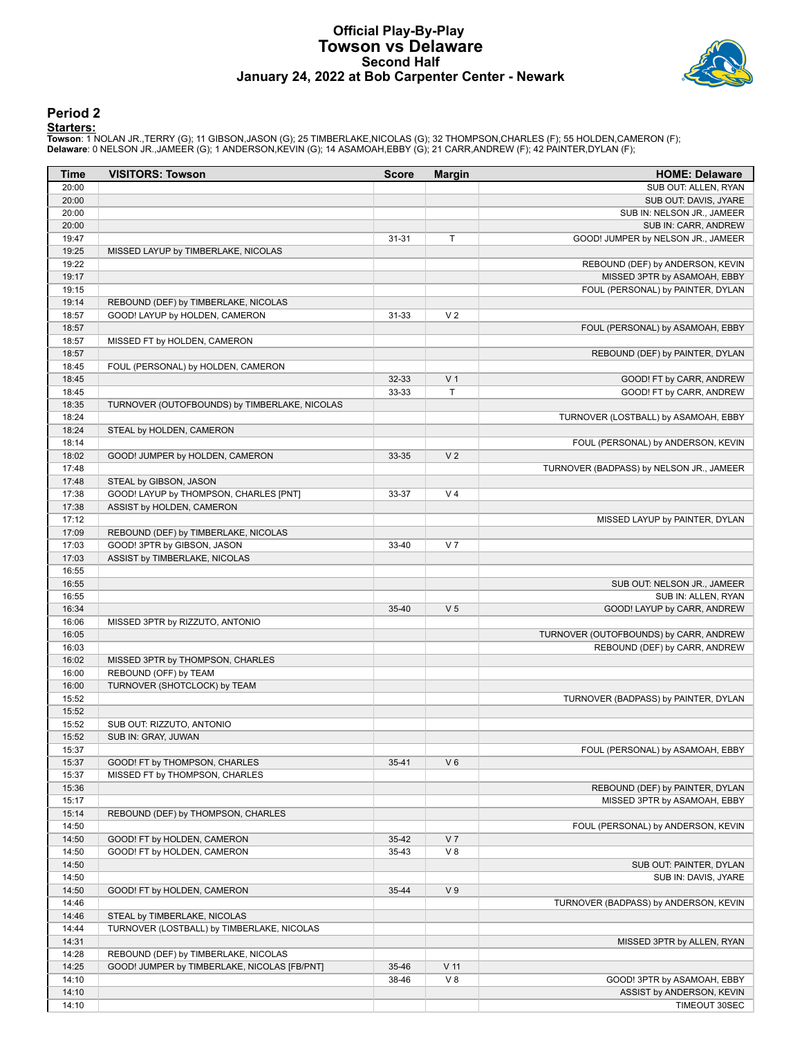# Official Play-By-Play
## Towson vs Delaware
### Second Half
### January 24, 2022 at Bob Carpenter Center - Newark

## Period 2

**Starters:**

**Towson**: 1 NOLAN JR.,TERRY (G); 11 GIBSON,JASON (G); 25 TIMBERLAKE,NICOLAS (G); 32 THOMPSON,CHARLES (F); 55 HOLDEN,CAMERON (F);
**Delaware**: 0 NELSON JR.,JAMEER (G); 1 ANDERSON,KEVIN (G); 14 ASAMOAH,EBBY (G); 21 CARR,ANDREW (F); 42 PAINTER,DYLAN (F);

| Time | VISITORS: Towson | Score | Margin | HOME: Delaware |
|---|---|---|---|---|
| 20:00 | | | | SUB OUT: ALLEN, RYAN |
| 20:00 | | | | SUB OUT: DAVIS, JYARE |
| 20:00 | | | | SUB IN: NELSON JR., JAMEER |
| 20:00 | | | | SUB IN: CARR, ANDREW |
| 19:47 | | 31-31 | T | GOOD! JUMPER by NELSON JR., JAMEER |
| 19:25 | MISSED LAYUP by TIMBERLAKE, NICOLAS | | | |
| 19:22 | | | | REBOUND (DEF) by ANDERSON, KEVIN |
| 19:17 | | | | MISSED 3PTR by ASAMOAH, EBBY |
| 19:15 | | | | FOUL (PERSONAL) by PAINTER, DYLAN |
| 19:14 | REBOUND (DEF) by TIMBERLAKE, NICOLAS | | | |
| 18:57 | GOOD! LAYUP by HOLDEN, CAMERON | 31-33 | V 2 | |
| 18:57 | | | | FOUL (PERSONAL) by ASAMOAH, EBBY |
| 18:57 | MISSED FT by HOLDEN, CAMERON | | | |
| 18:57 | | | | REBOUND (DEF) by PAINTER, DYLAN |
| 18:45 | FOUL (PERSONAL) by HOLDEN, CAMERON | | | |
| 18:45 | | 32-33 | V 1 | GOOD! FT by CARR, ANDREW |
| 18:45 | | 33-33 | T | GOOD! FT by CARR, ANDREW |
| 18:35 | TURNOVER (OUTOFBOUNDS) by TIMBERLAKE, NICOLAS | | | |
| 18:24 | | | | TURNOVER (LOSTBALL) by ASAMOAH, EBBY |
| 18:24 | STEAL by HOLDEN, CAMERON | | | |
| 18:14 | | | | FOUL (PERSONAL) by ANDERSON, KEVIN |
| 18:02 | GOOD! JUMPER by HOLDEN, CAMERON | 33-35 | V 2 | |
| 17:48 | | | | TURNOVER (BADPASS) by NELSON JR., JAMEER |
| 17:48 | STEAL by GIBSON, JASON | | | |
| 17:38 | GOOD! LAYUP by THOMPSON, CHARLES [PNT] | 33-37 | V 4 | |
| 17:38 | ASSIST by HOLDEN, CAMERON | | | |
| 17:12 | | | | MISSED LAYUP by PAINTER, DYLAN |
| 17:09 | REBOUND (DEF) by TIMBERLAKE, NICOLAS | | | |
| 17:03 | GOOD! 3PTR by GIBSON, JASON | 33-40 | V 7 | |
| 17:03 | ASSIST by TIMBERLAKE, NICOLAS | | | |
| 16:55 | | | | |
| 16:55 | | | | SUB OUT: NELSON JR., JAMEER |
| 16:55 | | | | SUB IN: ALLEN, RYAN |
| 16:34 | | 35-40 | V 5 | GOOD! LAYUP by CARR, ANDREW |
| 16:06 | MISSED 3PTR by RIZZUTO, ANTONIO | | | |
| 16:05 | | | | TURNOVER (OUTOFBOUNDS) by CARR, ANDREW |
| 16:03 | | | | REBOUND (DEF) by CARR, ANDREW |
| 16:02 | MISSED 3PTR by THOMPSON, CHARLES | | | |
| 16:00 | REBOUND (OFF) by TEAM | | | |
| 16:00 | TURNOVER (SHOTCLOCK) by TEAM | | | |
| 15:52 | | | | TURNOVER (BADPASS) by PAINTER, DYLAN |
| 15:52 | | | | |
| 15:52 | SUB OUT: RIZZUTO, ANTONIO | | | |
| 15:52 | SUB IN: GRAY, JUWAN | | | |
| 15:37 | | | | FOUL (PERSONAL) by ASAMOAH, EBBY |
| 15:37 | GOOD! FT by THOMPSON, CHARLES | 35-41 | V 6 | |
| 15:37 | MISSED FT by THOMPSON, CHARLES | | | |
| 15:36 | | | | REBOUND (DEF) by PAINTER, DYLAN |
| 15:17 | | | | MISSED 3PTR by ASAMOAH, EBBY |
| 15:14 | REBOUND (DEF) by THOMPSON, CHARLES | | | |
| 14:50 | | | | FOUL (PERSONAL) by ANDERSON, KEVIN |
| 14:50 | GOOD! FT by HOLDEN, CAMERON | 35-42 | V 7 | |
| 14:50 | GOOD! FT by HOLDEN, CAMERON | 35-43 | V 8 | |
| 14:50 | | | | SUB OUT: PAINTER, DYLAN |
| 14:50 | | | | SUB IN: DAVIS, JYARE |
| 14:50 | GOOD! FT by HOLDEN, CAMERON | 35-44 | V 9 | |
| 14:46 | | | | TURNOVER (BADPASS) by ANDERSON, KEVIN |
| 14:46 | STEAL by TIMBERLAKE, NICOLAS | | | |
| 14:44 | TURNOVER (LOSTBALL) by TIMBERLAKE, NICOLAS | | | |
| 14:31 | | | | MISSED 3PTR by ALLEN, RYAN |
| 14:28 | REBOUND (DEF) by TIMBERLAKE, NICOLAS | | | |
| 14:25 | GOOD! JUMPER by TIMBERLAKE, NICOLAS [FB/PNT] | 35-46 | V 11 | |
| 14:10 | | 38-46 | V 8 | GOOD! 3PTR by ASAMOAH, EBBY |
| 14:10 | | | | ASSIST by ANDERSON, KEVIN |
| 14:10 | | | | TIMEOUT 30SEC |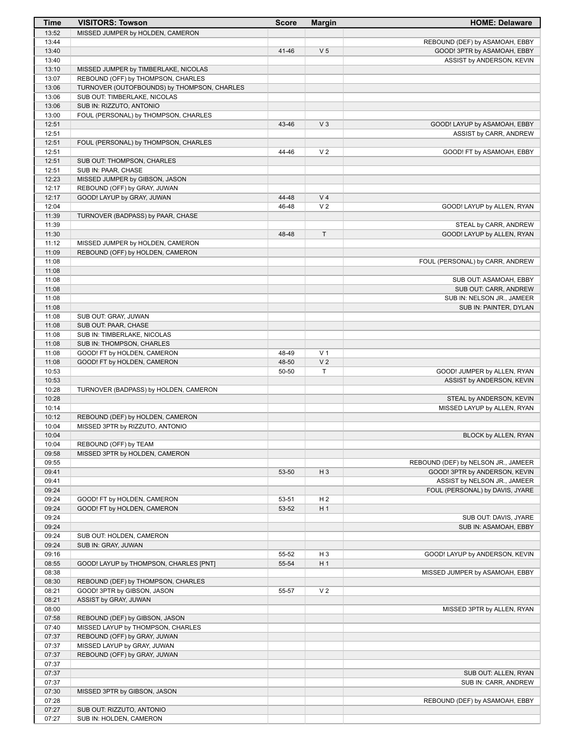| Time | VISITORS: Towson | Score | Margin | HOME: Delaware |
|---|---|---|---|---|
| 13:52 | MISSED JUMPER by HOLDEN, CAMERON | | | |
| 13:44 | | | | REBOUND (DEF) by ASAMOAH, EBBY |
| 13:40 | | 41-46 | V 5 | GOOD! 3PTR by ASAMOAH, EBBY |
| 13:40 | | | | ASSIST by ANDERSON, KEVIN |
| 13:10 | MISSED JUMPER by TIMBERLAKE, NICOLAS | | | |
| 13:07 | REBOUND (OFF) by THOMPSON, CHARLES | | | |
| 13:06 | TURNOVER (OUTOFBOUNDS) by THOMPSON, CHARLES | | | |
| 13:06 | SUB OUT: TIMBERLAKE, NICOLAS | | | |
| 13:06 | SUB IN: RIZZUTO, ANTONIO | | | |
| 13:00 | FOUL (PERSONAL) by THOMPSON, CHARLES | | | |
| 12:51 | | 43-46 | V 3 | GOOD! LAYUP by ASAMOAH, EBBY |
| 12:51 | | | | ASSIST by CARR, ANDREW |
| 12:51 | FOUL (PERSONAL) by THOMPSON, CHARLES | | | |
| 12:51 | | 44-46 | V 2 | GOOD! FT by ASAMOAH, EBBY |
| 12:51 | SUB OUT: THOMPSON, CHARLES | | | |
| 12:51 | SUB IN: PAAR, CHASE | | | |
| 12:23 | MISSED JUMPER by GIBSON, JASON | | | |
| 12:17 | REBOUND (OFF) by GRAY, JUWAN | | | |
| 12:17 | GOOD! LAYUP by GRAY, JUWAN | 44-48 | V 4 | |
| 12:04 | | 46-48 | V 2 | GOOD! LAYUP by ALLEN, RYAN |
| 11:39 | TURNOVER (BADPASS) by PAAR, CHASE | | | |
| 11:39 | | | | STEAL by CARR, ANDREW |
| 11:30 | | 48-48 | T | GOOD! LAYUP by ALLEN, RYAN |
| 11:12 | MISSED JUMPER by HOLDEN, CAMERON | | | |
| 11:09 | REBOUND (OFF) by HOLDEN, CAMERON | | | |
| 11:08 | | | | FOUL (PERSONAL) by CARR, ANDREW |
| 11:08 | | | | |
| 11:08 | | | | SUB OUT: ASAMOAH, EBBY |
| 11:08 | | | | SUB OUT: CARR, ANDREW |
| 11:08 | | | | SUB IN: NELSON JR., JAMEER |
| 11:08 | | | | SUB IN: PAINTER, DYLAN |
| 11:08 | SUB OUT: GRAY, JUWAN | | | |
| 11:08 | SUB OUT: PAAR, CHASE | | | |
| 11:08 | SUB IN: TIMBERLAKE, NICOLAS | | | |
| 11:08 | SUB IN: THOMPSON, CHARLES | | | |
| 11:08 | GOOD! FT by HOLDEN, CAMERON | 48-49 | V 1 | |
| 11:08 | GOOD! FT by HOLDEN, CAMERON | 48-50 | V 2 | |
| 10:53 | | 50-50 | T | GOOD! JUMPER by ALLEN, RYAN |
| 10:53 | | | | ASSIST by ANDERSON, KEVIN |
| 10:28 | TURNOVER (BADPASS) by HOLDEN, CAMERON | | | |
| 10:28 | | | | STEAL by ANDERSON, KEVIN |
| 10:14 | | | | MISSED LAYUP by ALLEN, RYAN |
| 10:12 | REBOUND (DEF) by HOLDEN, CAMERON | | | |
| 10:04 | MISSED 3PTR by RIZZUTO, ANTONIO | | | |
| 10:04 | | | | BLOCK by ALLEN, RYAN |
| 10:04 | REBOUND (OFF) by TEAM | | | |
| 09:58 | MISSED 3PTR by HOLDEN, CAMERON | | | |
| 09:55 | | | | REBOUND (DEF) by NELSON JR., JAMEER |
| 09:41 | | 53-50 | H 3 | GOOD! 3PTR by ANDERSON, KEVIN |
| 09:41 | | | | ASSIST by NELSON JR., JAMEER |
| 09:24 | | | | FOUL (PERSONAL) by DAVIS, JYARE |
| 09:24 | GOOD! FT by HOLDEN, CAMERON | 53-51 | H 2 | |
| 09:24 | GOOD! FT by HOLDEN, CAMERON | 53-52 | H 1 | |
| 09:24 | | | | SUB OUT: DAVIS, JYARE |
| 09:24 | | | | SUB IN: ASAMOAH, EBBY |
| 09:24 | SUB OUT: HOLDEN, CAMERON | | | |
| 09:24 | SUB IN: GRAY, JUWAN | | | |
| 09:16 | | 55-52 | H 3 | GOOD! LAYUP by ANDERSON, KEVIN |
| 08:55 | GOOD! LAYUP by THOMPSON, CHARLES [PNT] | 55-54 | H 1 | |
| 08:38 | | | | MISSED JUMPER by ASAMOAH, EBBY |
| 08:30 | REBOUND (DEF) by THOMPSON, CHARLES | | | |
| 08:21 | GOOD! 3PTR by GIBSON, JASON | 55-57 | V 2 | |
| 08:21 | ASSIST by GRAY, JUWAN | | | |
| 08:00 | | | | MISSED 3PTR by ALLEN, RYAN |
| 07:58 | REBOUND (DEF) by GIBSON, JASON | | | |
| 07:40 | MISSED LAYUP by THOMPSON, CHARLES | | | |
| 07:37 | REBOUND (OFF) by GRAY, JUWAN | | | |
| 07:37 | MISSED LAYUP by GRAY, JUWAN | | | |
| 07:37 | REBOUND (OFF) by GRAY, JUWAN | | | |
| 07:37 | | | | |
| 07:37 | | | | SUB OUT: ALLEN, RYAN |
| 07:37 | | | | SUB IN: CARR, ANDREW |
| 07:30 | MISSED 3PTR by GIBSON, JASON | | | |
| 07:28 | | | | REBOUND (DEF) by ASAMOAH, EBBY |
| 07:27 | SUB OUT: RIZZUTO, ANTONIO | | | |
| 07:27 | SUB IN: HOLDEN, CAMERON | | | |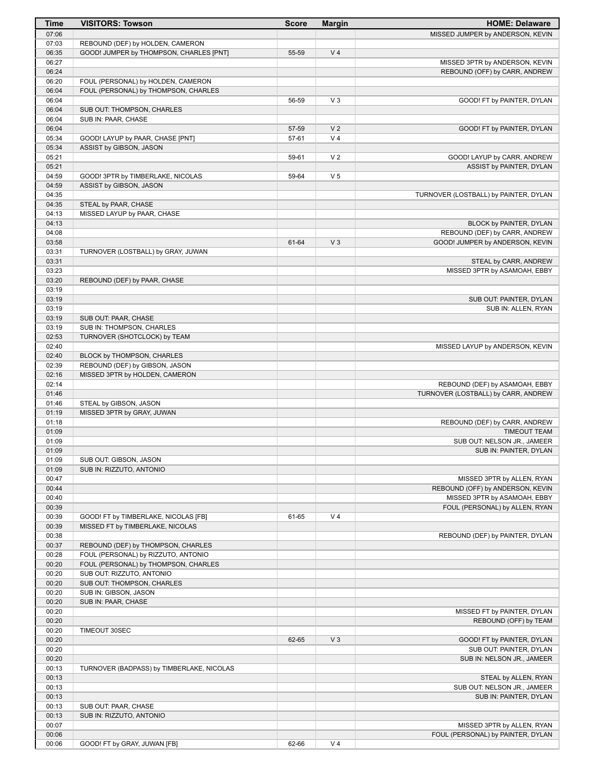| Time | VISITORS: Towson | Score | Margin | HOME: Delaware |
|---|---|---|---|---|
| 07:06 | | | | MISSED JUMPER by ANDERSON, KEVIN |
| 07:03 | REBOUND (DEF) by HOLDEN, CAMERON | | | |
| 06:35 | GOOD! JUMPER by THOMPSON, CHARLES [PNT] | 55-59 | V 4 | |
| 06:27 | | | | MISSED 3PTR by ANDERSON, KEVIN |
| 06:24 | | | | REBOUND (OFF) by CARR, ANDREW |
| 06:20 | FOUL (PERSONAL) by HOLDEN, CAMERON | | | |
| 06:04 | FOUL (PERSONAL) by THOMPSON, CHARLES | | | |
| 06:04 | | 56-59 | V 3 | GOOD! FT by PAINTER, DYLAN |
| 06:04 | SUB OUT: THOMPSON, CHARLES | | | |
| 06:04 | SUB IN: PAAR, CHASE | | | |
| 06:04 | | 57-59 | V 2 | GOOD! FT by PAINTER, DYLAN |
| 05:34 | GOOD! LAYUP by PAAR, CHASE [PNT] | 57-61 | V 4 | |
| 05:34 | ASSIST by GIBSON, JASON | | | |
| 05:21 | | 59-61 | V 2 | GOOD! LAYUP by CARR, ANDREW |
| 05:21 | | | | ASSIST by PAINTER, DYLAN |
| 04:59 | GOOD! 3PTR by TIMBERLAKE, NICOLAS | 59-64 | V 5 | |
| 04:59 | ASSIST by GIBSON, JASON | | | |
| 04:35 | | | | TURNOVER (LOSTBALL) by PAINTER, DYLAN |
| 04:35 | STEAL by PAAR, CHASE | | | |
| 04:13 | MISSED LAYUP by PAAR, CHASE | | | |
| 04:13 | | | | BLOCK by PAINTER, DYLAN |
| 04:08 | | | | REBOUND (DEF) by CARR, ANDREW |
| 03:58 | | 61-64 | V 3 | GOOD! JUMPER by ANDERSON, KEVIN |
| 03:31 | TURNOVER (LOSTBALL) by GRAY, JUWAN | | | |
| 03:31 | | | | STEAL by CARR, ANDREW |
| 03:23 | | | | MISSED 3PTR by ASAMOAH, EBBY |
| 03:20 | REBOUND (DEF) by PAAR, CHASE | | | |
| 03:19 | | | | |
| 03:19 | | | | SUB OUT: PAINTER, DYLAN |
| 03:19 | | | | SUB IN: ALLEN, RYAN |
| 03:19 | SUB OUT: PAAR, CHASE | | | |
| 03:19 | SUB IN: THOMPSON, CHARLES | | | |
| 02:53 | TURNOVER (SHOTCLOCK) by TEAM | | | |
| 02:40 | | | | MISSED LAYUP by ANDERSON, KEVIN |
| 02:40 | BLOCK by THOMPSON, CHARLES | | | |
| 02:39 | REBOUND (DEF) by GIBSON, JASON | | | |
| 02:16 | MISSED 3PTR by HOLDEN, CAMERON | | | |
| 02:14 | | | | REBOUND (DEF) by ASAMOAH, EBBY |
| 01:46 | | | | TURNOVER (LOSTBALL) by CARR, ANDREW |
| 01:46 | STEAL by GIBSON, JASON | | | |
| 01:19 | MISSED 3PTR by GRAY, JUWAN | | | |
| 01:18 | | | | REBOUND (DEF) by CARR, ANDREW |
| 01:09 | | | | TIMEOUT TEAM |
| 01:09 | | | | SUB OUT: NELSON JR., JAMEER |
| 01:09 | | | | SUB IN: PAINTER, DYLAN |
| 01:09 | SUB OUT: GIBSON, JASON | | | |
| 01:09 | SUB IN: RIZZUTO, ANTONIO | | | |
| 00:47 | | | | MISSED 3PTR by ALLEN, RYAN |
| 00:44 | | | | REBOUND (OFF) by ANDERSON, KEVIN |
| 00:40 | | | | MISSED 3PTR by ASAMOAH, EBBY |
| 00:39 | | | | FOUL (PERSONAL) by ALLEN, RYAN |
| 00:39 | GOOD! FT by TIMBERLAKE, NICOLAS [FB] | 61-65 | V 4 | |
| 00:39 | MISSED FT by TIMBERLAKE, NICOLAS | | | |
| 00:38 | | | | REBOUND (DEF) by PAINTER, DYLAN |
| 00:37 | REBOUND (DEF) by THOMPSON, CHARLES | | | |
| 00:28 | FOUL (PERSONAL) by RIZZUTO, ANTONIO | | | |
| 00:20 | FOUL (PERSONAL) by THOMPSON, CHARLES | | | |
| 00:20 | SUB OUT: RIZZUTO, ANTONIO | | | |
| 00:20 | SUB OUT: THOMPSON, CHARLES | | | |
| 00:20 | SUB IN: GIBSON, JASON | | | |
| 00:20 | SUB IN: PAAR, CHASE | | | |
| 00:20 | | | | MISSED FT by PAINTER, DYLAN |
| 00:20 | | | | REBOUND (OFF) by TEAM |
| 00:20 | TIMEOUT 30SEC | | | |
| 00:20 | | 62-65 | V 3 | GOOD! FT by PAINTER, DYLAN |
| 00:20 | | | | SUB OUT: PAINTER, DYLAN |
| 00:20 | | | | SUB IN: NELSON JR., JAMEER |
| 00:13 | TURNOVER (BADPASS) by TIMBERLAKE, NICOLAS | | | |
| 00:13 | | | | STEAL by ALLEN, RYAN |
| 00:13 | | | | SUB OUT: NELSON JR., JAMEER |
| 00:13 | | | | SUB IN: PAINTER, DYLAN |
| 00:13 | SUB OUT: PAAR, CHASE | | | |
| 00:13 | SUB IN: RIZZUTO, ANTONIO | | | |
| 00:07 | | | | MISSED 3PTR by ALLEN, RYAN |
| 00:06 | | | | FOUL (PERSONAL) by PAINTER, DYLAN |
| 00:06 | GOOD! FT by GRAY, JUWAN [FB] | 62-66 | V 4 | |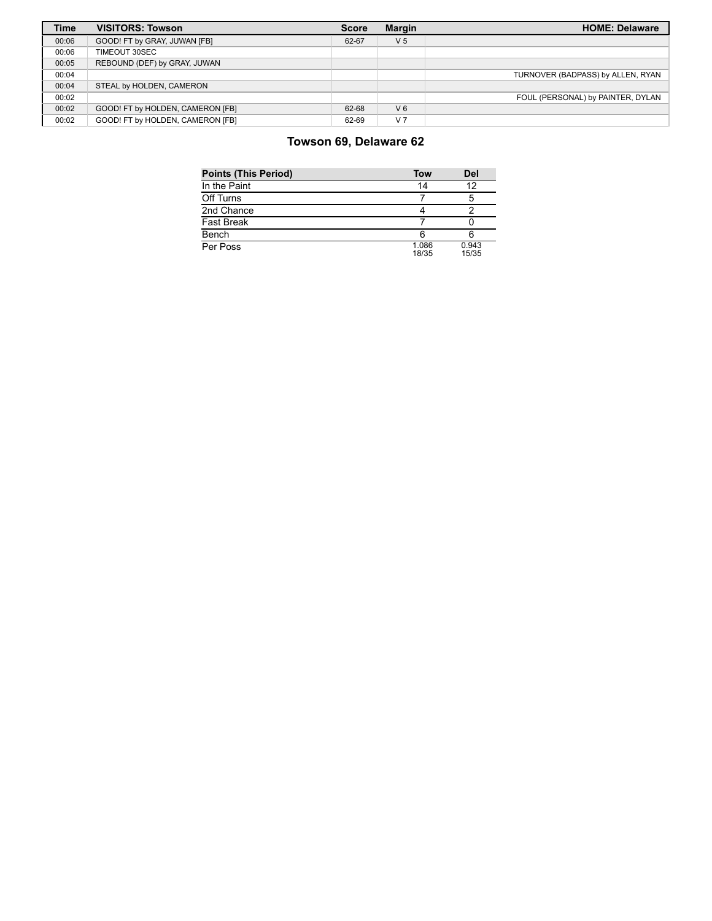| Time | VISITORS: Towson | Score | Margin | HOME: Delaware |
|---|---|---|---|---|
| 00:06 | GOOD! FT by GRAY, JUWAN [FB] | 62-67 | V 5 | |
| 00:06 | TIMEOUT 30SEC | | | |
| 00:05 | REBOUND (DEF) by GRAY, JUWAN | | | |
| 00:04 | | | | TURNOVER (BADPASS) by ALLEN, RYAN |
| 00:04 | STEAL by HOLDEN, CAMERON | | | |
| 00:02 | | | | FOUL (PERSONAL) by PAINTER, DYLAN |
| 00:02 | GOOD! FT by HOLDEN, CAMERON [FB] | 62-68 | V 6 | |
| 00:02 | GOOD! FT by HOLDEN, CAMERON [FB] | 62-69 | V 7 | |

## Towson 69, Delaware 62

| Points (This Period) | Tow | Del |
|---|---|---|
| In the Paint | 14 | 12 |
| Off Turns | 7 | 5 |
| 2nd Chance | 4 | 2 |
| Fast Break | 7 | 0 |
| Bench | 6 | 6 |
| Per Poss | 1.086 18/35 | 0.943 15/35 |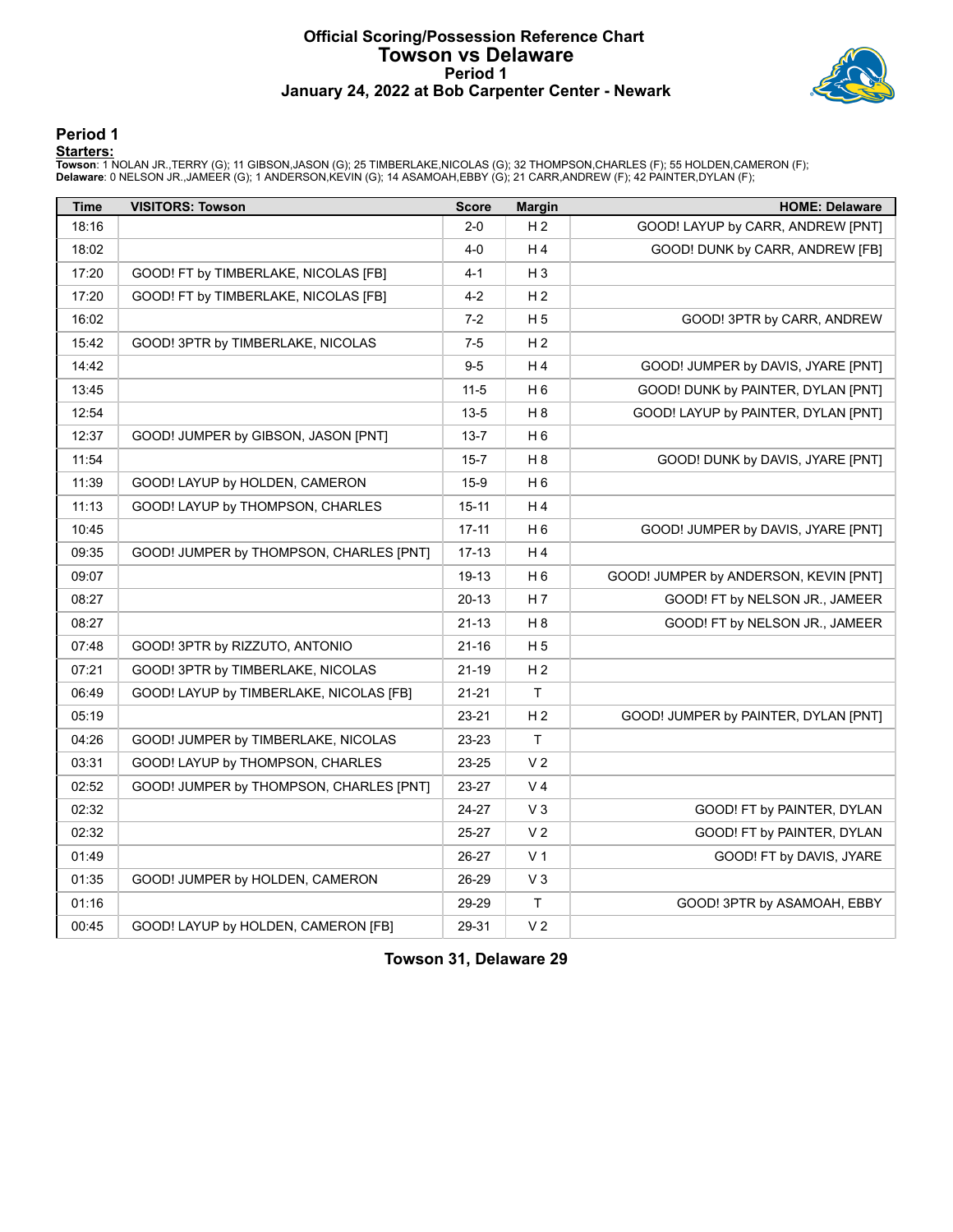# Official Scoring/Possession Reference Chart
## Towson vs Delaware
### Period 1
### January 24, 2022 at Bob Carpenter Center - Newark

## Period 1

**Starters:**

**Towson**: 1 NOLAN JR.,TERRY (G); 11 GIBSON,JASON (G); 25 TIMBERLAKE,NICOLAS (G); 32 THOMPSON,CHARLES (F); 55 HOLDEN,CAMERON (F);
**Delaware**: 0 NELSON JR.,JAMEER (G); 1 ANDERSON,KEVIN (G); 14 ASAMOAH,EBBY (G); 21 CARR,ANDREW (F); 42 PAINTER,DYLAN (F);

| Time | VISITORS: Towson | Score | Margin | HOME: Delaware |
|---|---|---|---|---|
| 18:16 | | 2-0 | H 2 | GOOD! LAYUP by CARR, ANDREW [PNT] |
| 18:02 | | 4-0 | H 4 | GOOD! DUNK by CARR, ANDREW [FB] |
| 17:20 | GOOD! FT by TIMBERLAKE, NICOLAS [FB] | 4-1 | H 3 | |
| 17:20 | GOOD! FT by TIMBERLAKE, NICOLAS [FB] | 4-2 | H 2 | |
| 16:02 | | 7-2 | H 5 | GOOD! 3PTR by CARR, ANDREW |
| 15:42 | GOOD! 3PTR by TIMBERLAKE, NICOLAS | 7-5 | H 2 | |
| 14:42 | | 9-5 | H 4 | GOOD! JUMPER by DAVIS, JYARE [PNT] |
| 13:45 | | 11-5 | H 6 | GOOD! DUNK by PAINTER, DYLAN [PNT] |
| 12:54 | | 13-5 | H 8 | GOOD! LAYUP by PAINTER, DYLAN [PNT] |
| 12:37 | GOOD! JUMPER by GIBSON, JASON [PNT] | 13-7 | H 6 | |
| 11:54 | | 15-7 | H 8 | GOOD! DUNK by DAVIS, JYARE [PNT] |
| 11:39 | GOOD! LAYUP by HOLDEN, CAMERON | 15-9 | H 6 | |
| 11:13 | GOOD! LAYUP by THOMPSON, CHARLES | 15-11 | H 4 | |
| 10:45 | | 17-11 | H 6 | GOOD! JUMPER by DAVIS, JYARE [PNT] |
| 09:35 | GOOD! JUMPER by THOMPSON, CHARLES [PNT] | 17-13 | H 4 | |
| 09:07 | | 19-13 | H 6 | GOOD! JUMPER by ANDERSON, KEVIN [PNT] |
| 08:27 | | 20-13 | H 7 | GOOD! FT by NELSON JR., JAMEER |
| 08:27 | | 21-13 | H 8 | GOOD! FT by NELSON JR., JAMEER |
| 07:48 | GOOD! 3PTR by RIZZUTO, ANTONIO | 21-16 | H 5 | |
| 07:21 | GOOD! 3PTR by TIMBERLAKE, NICOLAS | 21-19 | H 2 | |
| 06:49 | GOOD! LAYUP by TIMBERLAKE, NICOLAS [FB] | 21-21 | T | |
| 05:19 | | 23-21 | H 2 | GOOD! JUMPER by PAINTER, DYLAN [PNT] |
| 04:26 | GOOD! JUMPER by TIMBERLAKE, NICOLAS | 23-23 | T | |
| 03:31 | GOOD! LAYUP by THOMPSON, CHARLES | 23-25 | V 2 | |
| 02:52 | GOOD! JUMPER by THOMPSON, CHARLES [PNT] | 23-27 | V 4 | |
| 02:32 | | 24-27 | V 3 | GOOD! FT by PAINTER, DYLAN |
| 02:32 | | 25-27 | V 2 | GOOD! FT by PAINTER, DYLAN |
| 01:49 | | 26-27 | V 1 | GOOD! FT by DAVIS, JYARE |
| 01:35 | GOOD! JUMPER by HOLDEN, CAMERON | 26-29 | V 3 | |
| 01:16 | | 29-29 | T | GOOD! 3PTR by ASAMOAH, EBBY |
| 00:45 | GOOD! LAYUP by HOLDEN, CAMERON [FB] | 29-31 | V 2 | |

**Towson 31, Delaware 29**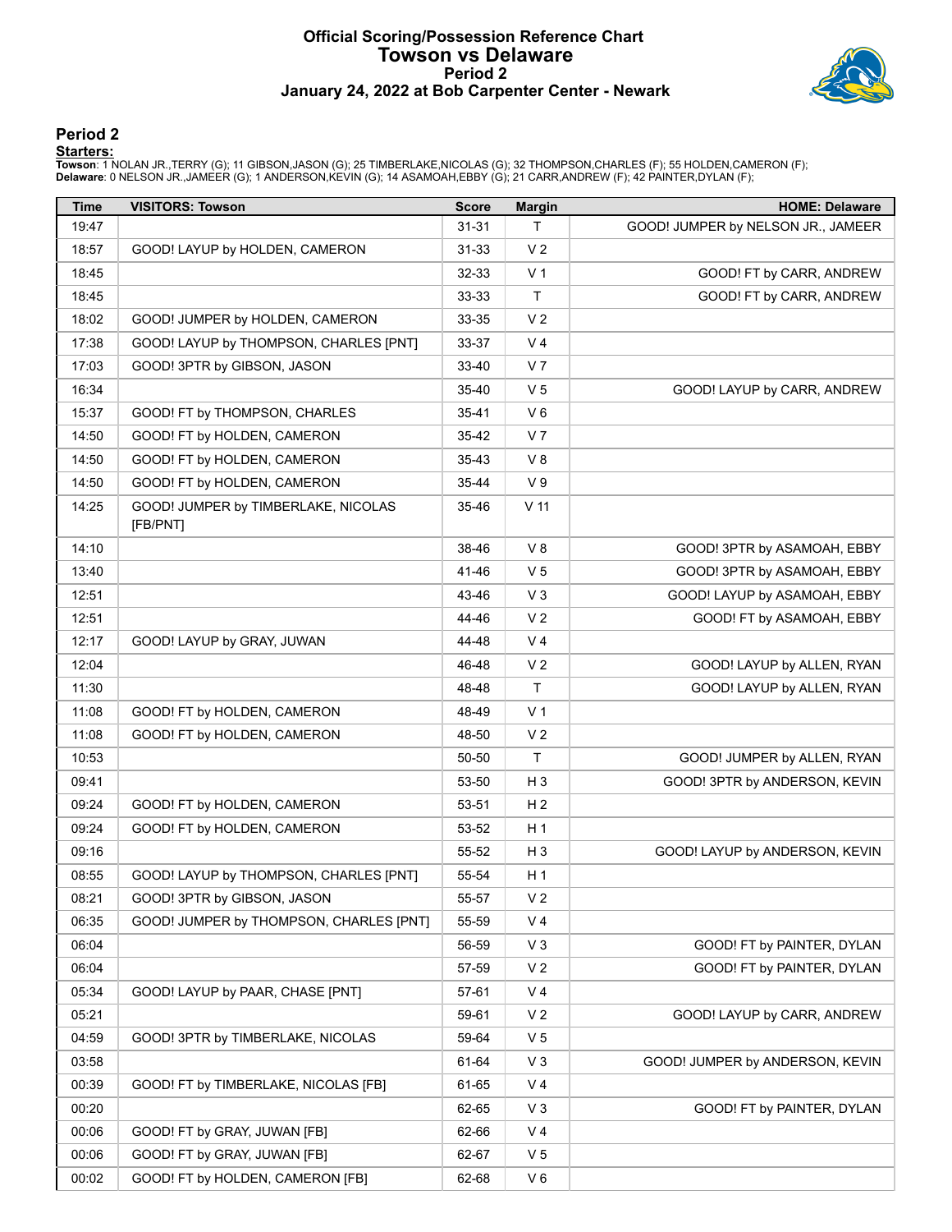# Official Scoring/Possession Reference Chart
## Towson vs Delaware
### Period 2
### January 24, 2022 at Bob Carpenter Center - Newark

## Period 2

**Starters:**

**Towson**: 1 NOLAN JR.,TERRY (G); 11 GIBSON,JASON (G); 25 TIMBERLAKE,NICOLAS (G); 32 THOMPSON,CHARLES (F); 55 HOLDEN,CAMERON (F);
**Delaware**: 0 NELSON JR.,JAMEER (G); 1 ANDERSON,KEVIN (G); 14 ASAMOAH,EBBY (G); 21 CARR,ANDREW (F); 42 PAINTER,DYLAN (F);

| Time | VISITORS: Towson | Score | Margin | HOME: Delaware |
|---|---|---|---|---|
| 19:47 | | 31-31 | T | GOOD! JUMPER by NELSON JR., JAMEER |
| 18:57 | GOOD! LAYUP by HOLDEN, CAMERON | 31-33 | V 2 | |
| 18:45 | | 32-33 | V 1 | GOOD! FT by CARR, ANDREW |
| 18:45 | | 33-33 | T | GOOD! FT by CARR, ANDREW |
| 18:02 | GOOD! JUMPER by HOLDEN, CAMERON | 33-35 | V 2 | |
| 17:38 | GOOD! LAYUP by THOMPSON, CHARLES [PNT] | 33-37 | V 4 | |
| 17:03 | GOOD! 3PTR by GIBSON, JASON | 33-40 | V 7 | |
| 16:34 | | 35-40 | V 5 | GOOD! LAYUP by CARR, ANDREW |
| 15:37 | GOOD! FT by THOMPSON, CHARLES | 35-41 | V 6 | |
| 14:50 | GOOD! FT by HOLDEN, CAMERON | 35-42 | V 7 | |
| 14:50 | GOOD! FT by HOLDEN, CAMERON | 35-43 | V 8 | |
| 14:50 | GOOD! FT by HOLDEN, CAMERON | 35-44 | V 9 | |
| 14:25 | GOOD! JUMPER by TIMBERLAKE, NICOLAS [FB/PNT] | 35-46 | V 11 | |
| 14:10 | | 38-46 | V 8 | GOOD! 3PTR by ASAMOAH, EBBY |
| 13:40 | | 41-46 | V 5 | GOOD! 3PTR by ASAMOAH, EBBY |
| 12:51 | | 43-46 | V 3 | GOOD! LAYUP by ASAMOAH, EBBY |
| 12:51 | | 44-46 | V 2 | GOOD! FT by ASAMOAH, EBBY |
| 12:17 | GOOD! LAYUP by GRAY, JUWAN | 44-48 | V 4 | |
| 12:04 | | 46-48 | V 2 | GOOD! LAYUP by ALLEN, RYAN |
| 11:30 | | 48-48 | T | GOOD! LAYUP by ALLEN, RYAN |
| 11:08 | GOOD! FT by HOLDEN, CAMERON | 48-49 | V 1 | |
| 11:08 | GOOD! FT by HOLDEN, CAMERON | 48-50 | V 2 | |
| 10:53 | | 50-50 | T | GOOD! JUMPER by ALLEN, RYAN |
| 09:41 | | 53-50 | H 3 | GOOD! 3PTR by ANDERSON, KEVIN |
| 09:24 | GOOD! FT by HOLDEN, CAMERON | 53-51 | H 2 | |
| 09:24 | GOOD! FT by HOLDEN, CAMERON | 53-52 | H 1 | |
| 09:16 | | 55-52 | H 3 | GOOD! LAYUP by ANDERSON, KEVIN |
| 08:55 | GOOD! LAYUP by THOMPSON, CHARLES [PNT] | 55-54 | H 1 | |
| 08:21 | GOOD! 3PTR by GIBSON, JASON | 55-57 | V 2 | |
| 06:35 | GOOD! JUMPER by THOMPSON, CHARLES [PNT] | 55-59 | V 4 | |
| 06:04 | | 56-59 | V 3 | GOOD! FT by PAINTER, DYLAN |
| 06:04 | | 57-59 | V 2 | GOOD! FT by PAINTER, DYLAN |
| 05:34 | GOOD! LAYUP by PAAR, CHASE [PNT] | 57-61 | V 4 | |
| 05:21 | | 59-61 | V 2 | GOOD! LAYUP by CARR, ANDREW |
| 04:59 | GOOD! 3PTR by TIMBERLAKE, NICOLAS | 59-64 | V 5 | |
| 03:58 | | 61-64 | V 3 | GOOD! JUMPER by ANDERSON, KEVIN |
| 00:39 | GOOD! FT by TIMBERLAKE, NICOLAS [FB] | 61-65 | V 4 | |
| 00:20 | | 62-65 | V 3 | GOOD! FT by PAINTER, DYLAN |
| 00:06 | GOOD! FT by GRAY, JUWAN [FB] | 62-66 | V 4 | |
| 00:06 | GOOD! FT by GRAY, JUWAN [FB] | 62-67 | V 5 | |
| 00:02 | GOOD! FT by HOLDEN, CAMERON [FB] | 62-68 | V 6 | |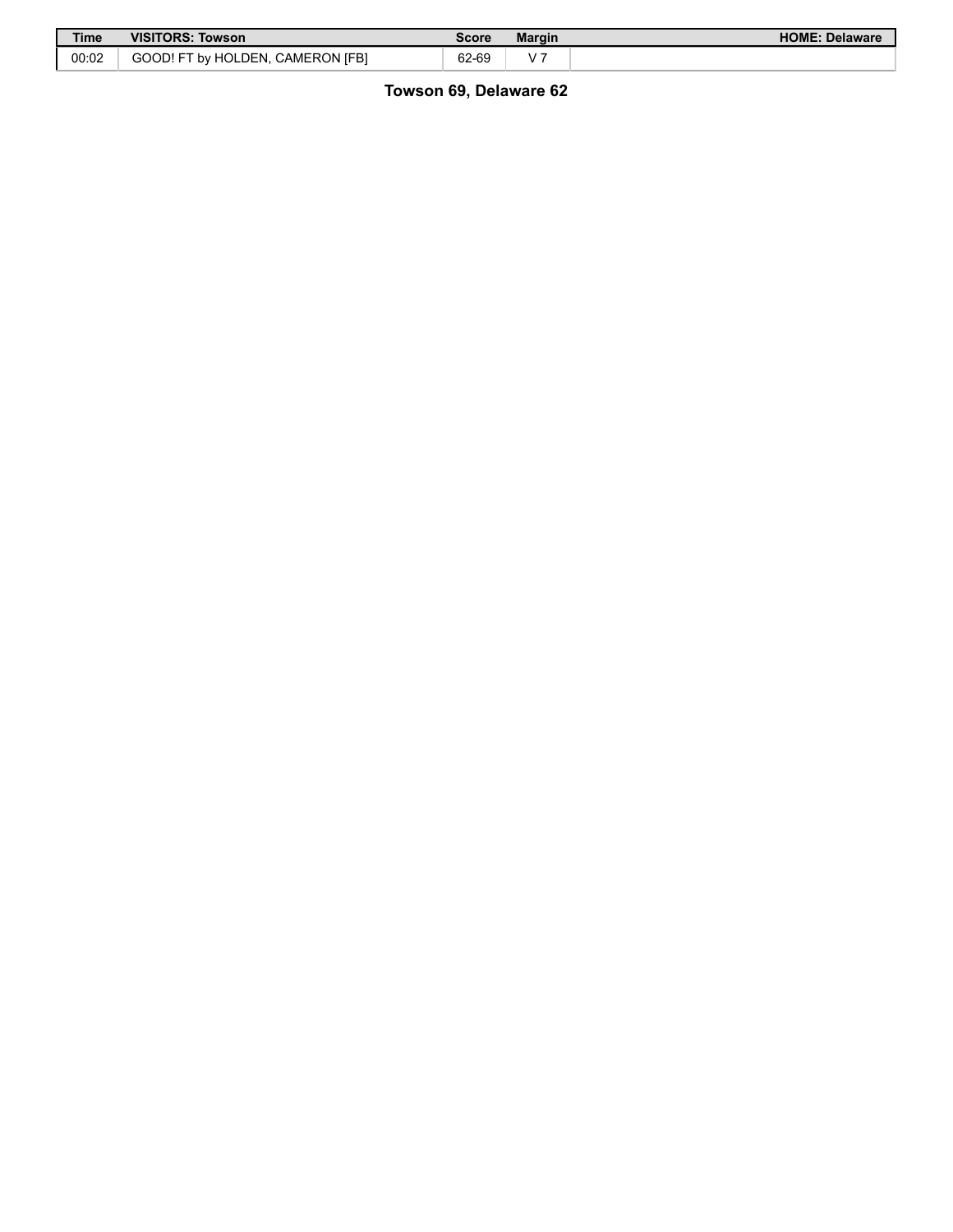| Time | VISITORS: Towson | Score | Margin | HOME: Delaware |
| --- | --- | --- | --- | --- |
| 00:02 | GOOD! FT by HOLDEN, CAMERON [FB] | 62-69 | V 7 | |

**Towson 69, Delaware 62**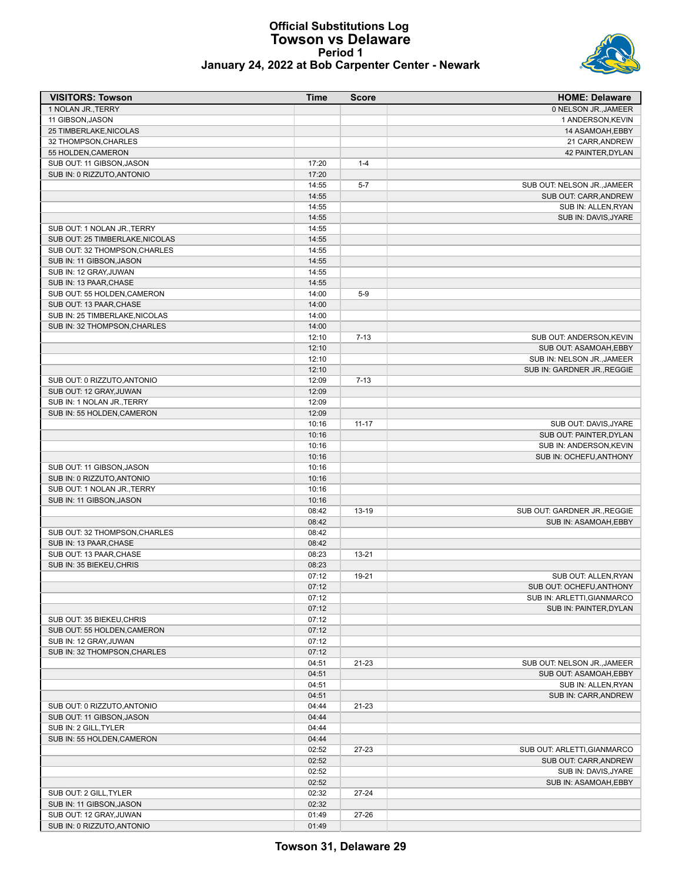# Official Substitutions Log
## Towson vs Delaware
### Period 1
### January 24, 2022 at Bob Carpenter Center - Newark

| VISITORS: Towson | Time | Score | HOME: Delaware |
|---|---|---|---|
| 1 NOLAN JR.,TERRY | | | 0 NELSON JR.,JAMEER |
| 11 GIBSON,JASON | | | 1 ANDERSON,KEVIN |
| 25 TIMBERLAKE,NICOLAS | | | 14 ASAMOAH,EBBY |
| 32 THOMPSON,CHARLES | | | 21 CARR,ANDREW |
| 55 HOLDEN,CAMERON | | | 42 PAINTER,DYLAN |
| SUB OUT: 11 GIBSON,JASON | 17:20 | 1-4 | |
| SUB IN: 0 RIZZUTO,ANTONIO | 17:20 | | |
| | 14:55 | 5-7 | SUB OUT: NELSON JR.,JAMEER |
| | 14:55 | | SUB OUT: CARR,ANDREW |
| | 14:55 | | SUB IN: ALLEN,RYAN |
| | 14:55 | | SUB IN: DAVIS,JYARE |
| SUB OUT: 1 NOLAN JR.,TERRY | 14:55 | | |
| SUB OUT: 25 TIMBERLAKE,NICOLAS | 14:55 | | |
| SUB OUT: 32 THOMPSON,CHARLES | 14:55 | | |
| SUB IN: 11 GIBSON,JASON | 14:55 | | |
| SUB IN: 12 GRAY,JUWAN | 14:55 | | |
| SUB IN: 13 PAAR,CHASE | 14:55 | | |
| SUB OUT: 55 HOLDEN,CAMERON | 14:00 | 5-9 | |
| SUB OUT: 13 PAAR,CHASE | 14:00 | | |
| SUB IN: 25 TIMBERLAKE,NICOLAS | 14:00 | | |
| SUB IN: 32 THOMPSON,CHARLES | 14:00 | | |
| | 12:10 | 7-13 | SUB OUT: ANDERSON,KEVIN |
| | 12:10 | | SUB OUT: ASAMOAH,EBBY |
| | 12:10 | | SUB IN: NELSON JR.,JAMEER |
| | 12:10 | | SUB IN: GARDNER JR.,REGGIE |
| SUB OUT: 0 RIZZUTO,ANTONIO | 12:09 | 7-13 | |
| SUB OUT: 12 GRAY,JUWAN | 12:09 | | |
| SUB IN: 1 NOLAN JR.,TERRY | 12:09 | | |
| SUB IN: 55 HOLDEN,CAMERON | 12:09 | | |
| | 10:16 | 11-17 | SUB OUT: DAVIS,JYARE |
| | 10:16 | | SUB OUT: PAINTER,DYLAN |
| | 10:16 | | SUB IN: ANDERSON,KEVIN |
| | 10:16 | | SUB IN: OCHEFU,ANTHONY |
| SUB OUT: 11 GIBSON,JASON | 10:16 | | |
| SUB IN: 0 RIZZUTO,ANTONIO | 10:16 | | |
| SUB OUT: 1 NOLAN JR.,TERRY | 10:16 | | |
| SUB IN: 11 GIBSON,JASON | 10:16 | | |
| | 08:42 | 13-19 | SUB OUT: GARDNER JR.,REGGIE |
| | 08:42 | | SUB IN: ASAMOAH,EBBY |
| SUB OUT: 32 THOMPSON,CHARLES | 08:42 | | |
| SUB IN: 13 PAAR,CHASE | 08:42 | | |
| SUB OUT: 13 PAAR,CHASE | 08:23 | 13-21 | |
| SUB IN: 35 BIEKEU,CHRIS | 08:23 | | |
| | 07:12 | 19-21 | SUB OUT: ALLEN,RYAN |
| | 07:12 | | SUB OUT: OCHEFU,ANTHONY |
| | 07:12 | | SUB IN: ARLETTI,GIANMARCO |
| | 07:12 | | SUB IN: PAINTER,DYLAN |
| SUB OUT: 35 BIEKEU,CHRIS | 07:12 | | |
| SUB OUT: 55 HOLDEN,CAMERON | 07:12 | | |
| SUB IN: 12 GRAY,JUWAN | 07:12 | | |
| SUB IN: 32 THOMPSON,CHARLES | 07:12 | | |
| | 04:51 | 21-23 | SUB OUT: NELSON JR.,JAMEER |
| | 04:51 | | SUB OUT: ASAMOAH,EBBY |
| | 04:51 | | SUB IN: ALLEN,RYAN |
| | 04:51 | | SUB IN: CARR,ANDREW |
| SUB OUT: 0 RIZZUTO,ANTONIO | 04:44 | 21-23 | |
| SUB OUT: 11 GIBSON,JASON | 04:44 | | |
| SUB IN: 2 GILL,TYLER | 04:44 | | |
| SUB IN: 55 HOLDEN,CAMERON | 04:44 | | |
| | 02:52 | 27-23 | SUB OUT: ARLETTI,GIANMARCO |
| | 02:52 | | SUB OUT: CARR,ANDREW |
| | 02:52 | | SUB IN: DAVIS,JYARE |
| | 02:52 | | SUB IN: ASAMOAH,EBBY |
| SUB OUT: 2 GILL,TYLER | 02:32 | 27-24 | |
| SUB IN: 11 GIBSON,JASON | 02:32 | | |
| SUB OUT: 12 GRAY,JUWAN | 01:49 | 27-26 | |
| SUB IN: 0 RIZZUTO,ANTONIO | 01:49 | | |

**Towson 31, Delaware 29**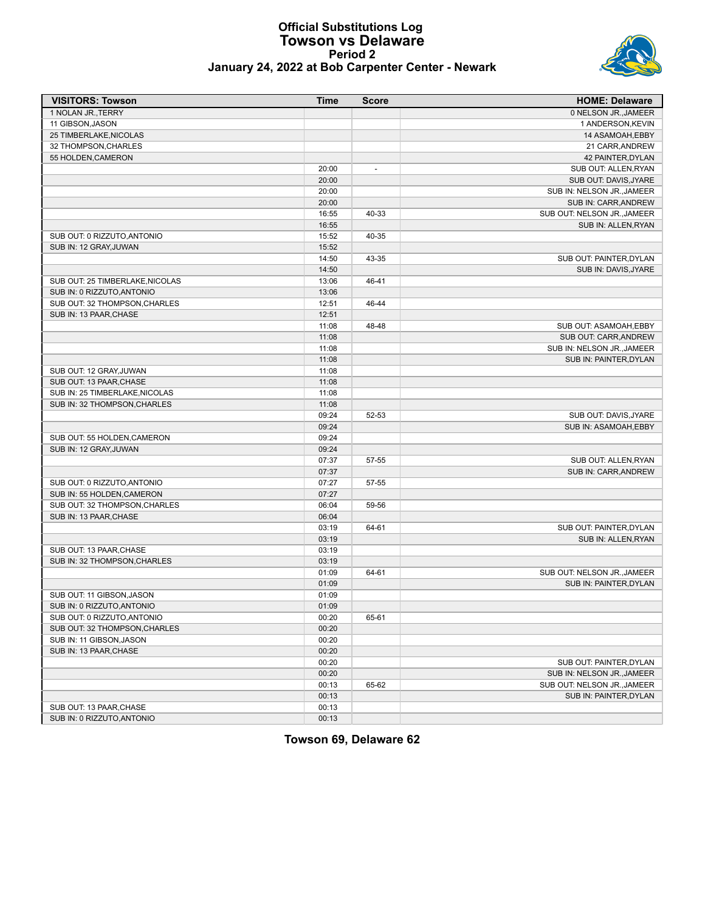# Official Substitutions Log
## Towson vs Delaware
### Period 2
### January 24, 2022 at Bob Carpenter Center - Newark

| VISITORS: Towson | Time | Score | HOME: Delaware |
|---|---|---|---|
| 1 NOLAN JR.,TERRY | | | 0 NELSON JR.,JAMEER |
| 11 GIBSON,JASON | | | 1 ANDERSON,KEVIN |
| 25 TIMBERLAKE,NICOLAS | | | 14 ASAMOAH,EBBY |
| 32 THOMPSON,CHARLES | | | 21 CARR,ANDREW |
| 55 HOLDEN,CAMERON | | | 42 PAINTER,DYLAN |
| | 20:00 | - | SUB OUT: ALLEN,RYAN |
| | 20:00 | | SUB OUT: DAVIS,JYARE |
| | 20:00 | | SUB IN: NELSON JR.,JAMEER |
| | 20:00 | | SUB IN: CARR,ANDREW |
| | 16:55 | 40-33 | SUB OUT: NELSON JR.,JAMEER |
| | 16:55 | | SUB IN: ALLEN,RYAN |
| SUB OUT: 0 RIZZUTO,ANTONIO | 15:52 | 40-35 | |
| SUB IN: 12 GRAY,JUWAN | 15:52 | | |
| | 14:50 | 43-35 | SUB OUT: PAINTER,DYLAN |
| | 14:50 | | SUB IN: DAVIS,JYARE |
| SUB OUT: 25 TIMBERLAKE,NICOLAS | 13:06 | 46-41 | |
| SUB IN: 0 RIZZUTO,ANTONIO | 13:06 | | |
| SUB OUT: 32 THOMPSON,CHARLES | 12:51 | 46-44 | |
| SUB IN: 13 PAAR,CHASE | 12:51 | | |
| | 11:08 | 48-48 | SUB OUT: ASAMOAH,EBBY |
| | 11:08 | | SUB OUT: CARR,ANDREW |
| | 11:08 | | SUB IN: NELSON JR.,JAMEER |
| | 11:08 | | SUB IN: PAINTER,DYLAN |
| SUB OUT: 12 GRAY,JUWAN | 11:08 | | |
| SUB OUT: 13 PAAR,CHASE | 11:08 | | |
| SUB IN: 25 TIMBERLAKE,NICOLAS | 11:08 | | |
| SUB IN: 32 THOMPSON,CHARLES | 11:08 | | |
| | 09:24 | 52-53 | SUB OUT: DAVIS,JYARE |
| | 09:24 | | SUB IN: ASAMOAH,EBBY |
| SUB OUT: 55 HOLDEN,CAMERON | 09:24 | | |
| SUB IN: 12 GRAY,JUWAN | 09:24 | | |
| | 07:37 | 57-55 | SUB OUT: ALLEN,RYAN |
| | 07:37 | | SUB IN: CARR,ANDREW |
| SUB OUT: 0 RIZZUTO,ANTONIO | 07:27 | 57-55 | |
| SUB IN: 55 HOLDEN,CAMERON | 07:27 | | |
| SUB OUT: 32 THOMPSON,CHARLES | 06:04 | 59-56 | |
| SUB IN: 13 PAAR,CHASE | 06:04 | | |
| | 03:19 | 64-61 | SUB OUT: PAINTER,DYLAN |
| | 03:19 | | SUB IN: ALLEN,RYAN |
| SUB OUT: 13 PAAR,CHASE | 03:19 | | |
| SUB IN: 32 THOMPSON,CHARLES | 03:19 | | |
| | 01:09 | 64-61 | SUB OUT: NELSON JR.,JAMEER |
| | 01:09 | | SUB IN: PAINTER,DYLAN |
| SUB OUT: 11 GIBSON,JASON | 01:09 | | |
| SUB IN: 0 RIZZUTO,ANTONIO | 01:09 | | |
| SUB OUT: 0 RIZZUTO,ANTONIO | 00:20 | 65-61 | |
| SUB OUT: 32 THOMPSON,CHARLES | 00:20 | | |
| SUB IN: 11 GIBSON,JASON | 00:20 | | |
| SUB IN: 13 PAAR,CHASE | 00:20 | | |
| | 00:20 | | SUB OUT: PAINTER,DYLAN |
| | 00:20 | | SUB IN: NELSON JR.,JAMEER |
| | 00:13 | 65-62 | SUB OUT: NELSON JR.,JAMEER |
| | 00:13 | | SUB IN: PAINTER,DYLAN |
| SUB OUT: 13 PAAR,CHASE | 00:13 | | |
| SUB IN: 0 RIZZUTO,ANTONIO | 00:13 | | |

**Towson 69, Delaware 62**